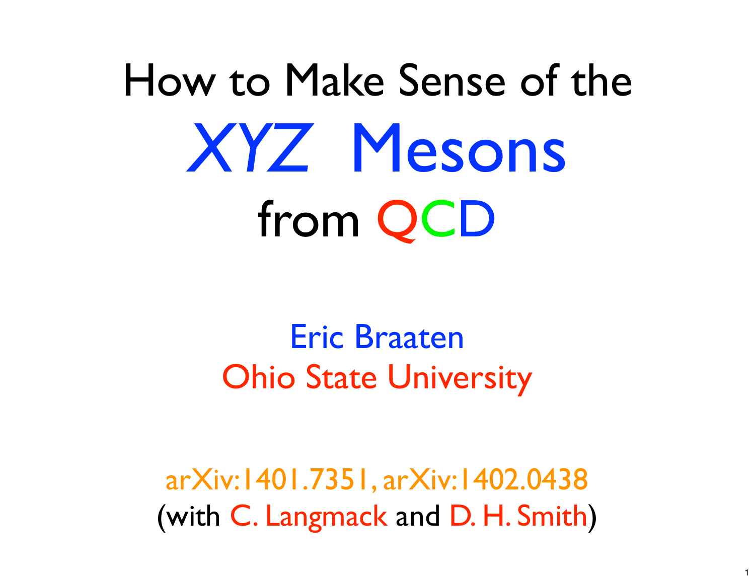# How to Make Sense of the XYZ Mesons from QCD

Eric Braaten
Ohio State University

arXiv:1401.7351, arXiv:1402.0438
(with C. Langmack and D. H. Smith)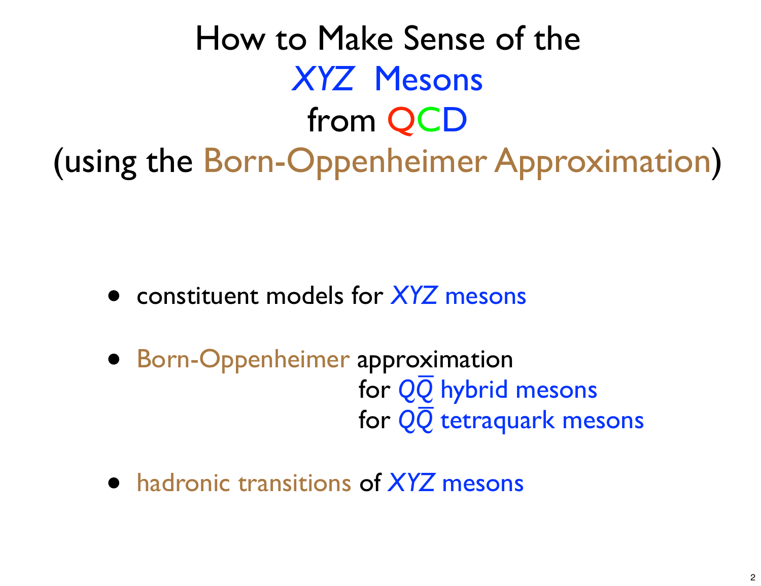# How to Make Sense of the *XYZ* Mesons from QCD (using the Born-Oppenheimer Approximation)

- constituent models for *XYZ* mesons
- Born-Oppenheimer approximation
  - for $Q\bar{Q}$ hybrid mesons
  - for $Q\bar{Q}$ tetraquark mesons
- hadronic transitions of *XYZ* mesons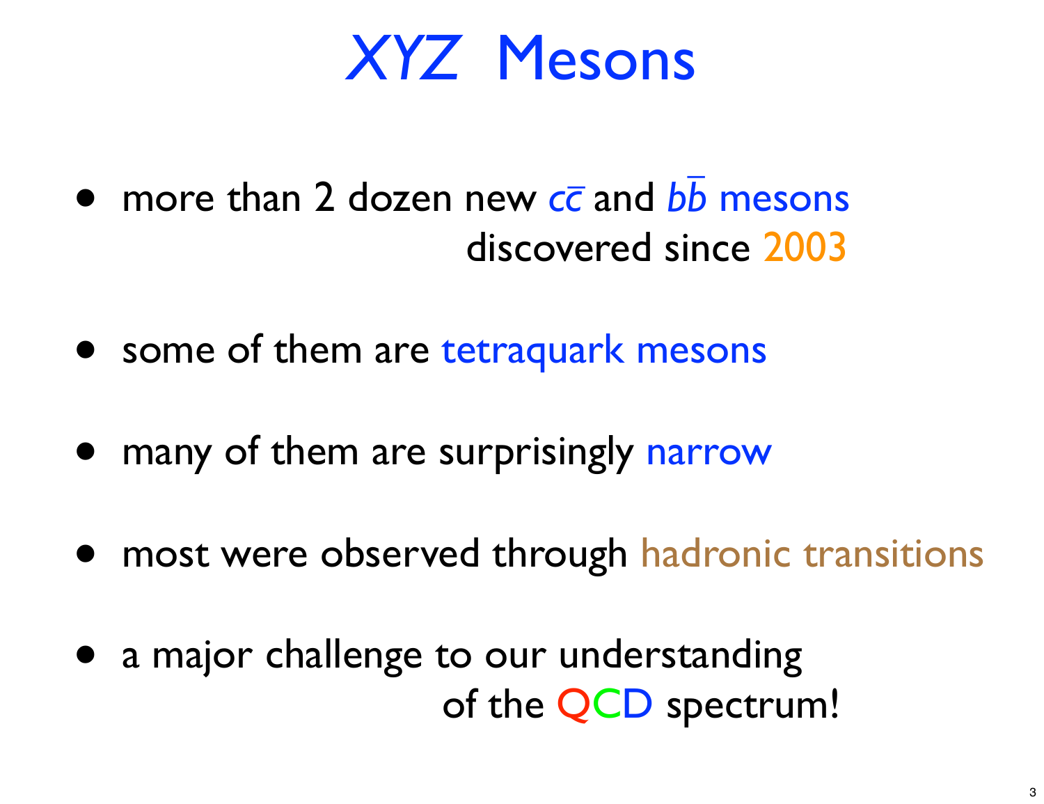# XYZ Mesons

- more than 2 dozen new $c\bar{c}$ and $b\bar{b}$ mesons discovered since 2003
- some of them are tetraquark mesons
- many of them are surprisingly narrow
- most were observed through hadronic transitions
- a major challenge to our understanding of the QCD spectrum!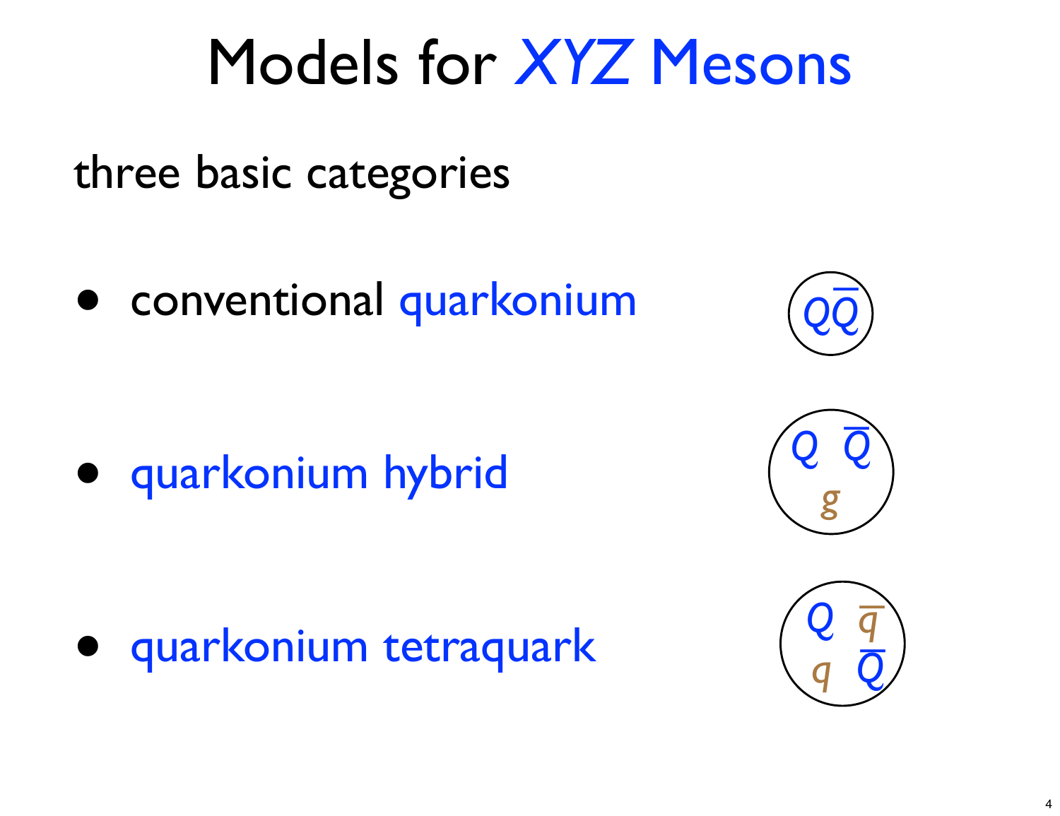# Models for *XYZ* Mesons

three basic categories

- conventional quarkonium — $Q\bar{Q}$
- quarkonium hybrid — $Q\ \bar{Q}\ g$
- quarkonium tetraquark — $Q\ \bar{q}\ q\ \bar{Q}$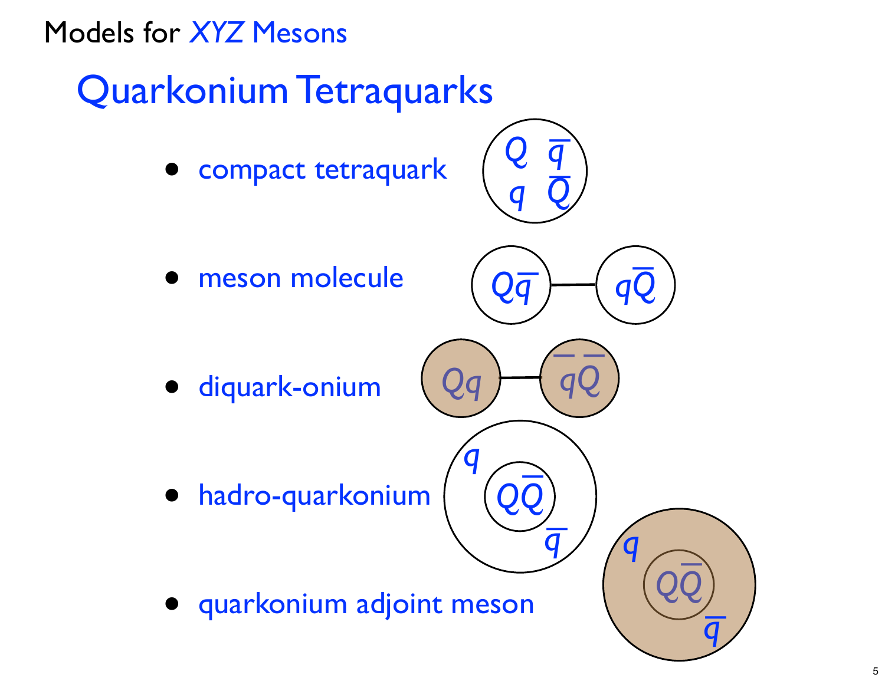Models for *XYZ* Mesons

# Quarkonium Tetraquarks

- compact tetraquark
- meson molecule
- diquark-onium
- hadro-quarkonium
- quarkonium adjoint meson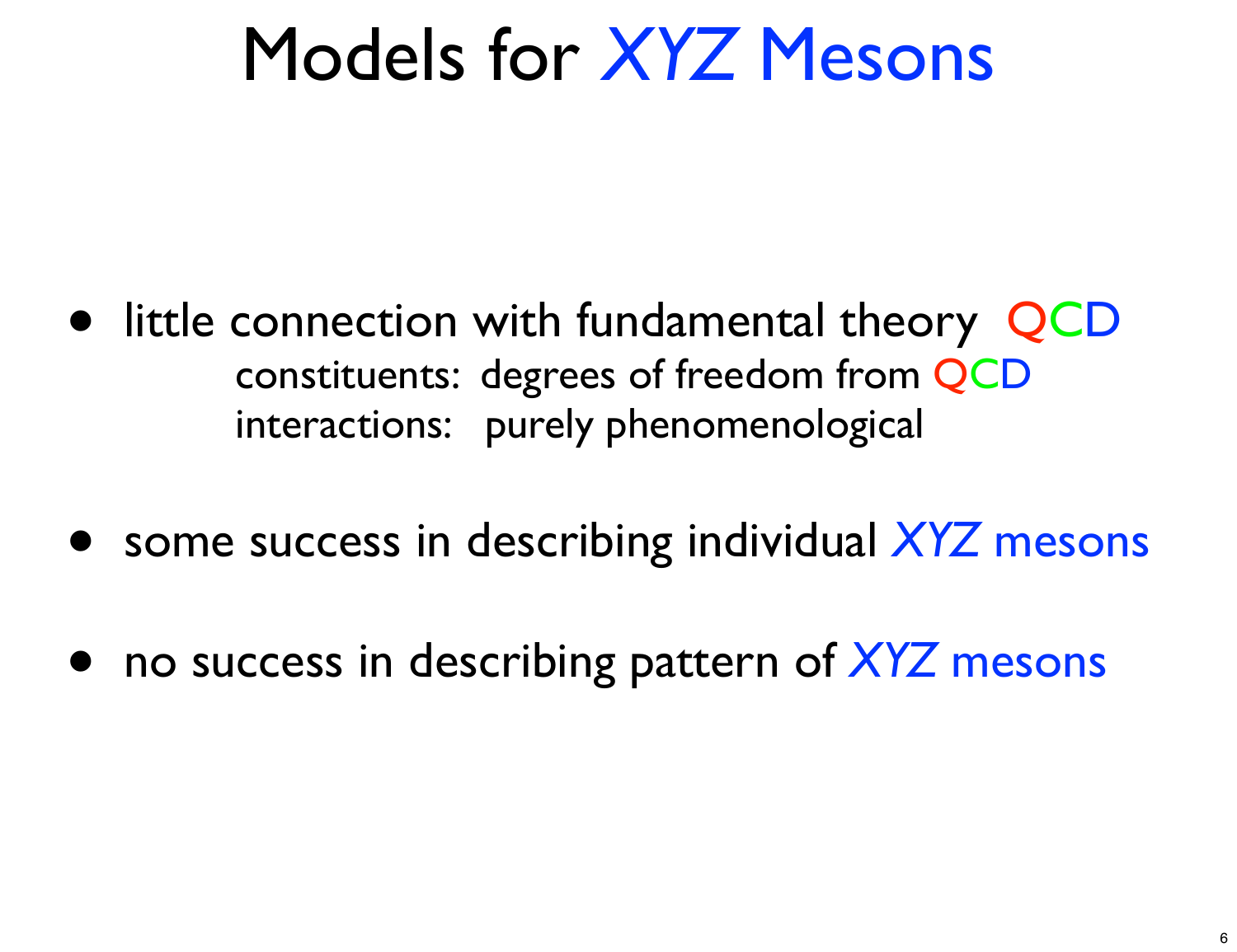# Models for *XYZ* Mesons

- little connection with fundamental theory QCD
  - constituents: degrees of freedom from QCD
  - interactions: purely phenomenological
- some success in describing individual *XYZ* mesons
- no success in describing pattern of *XYZ* mesons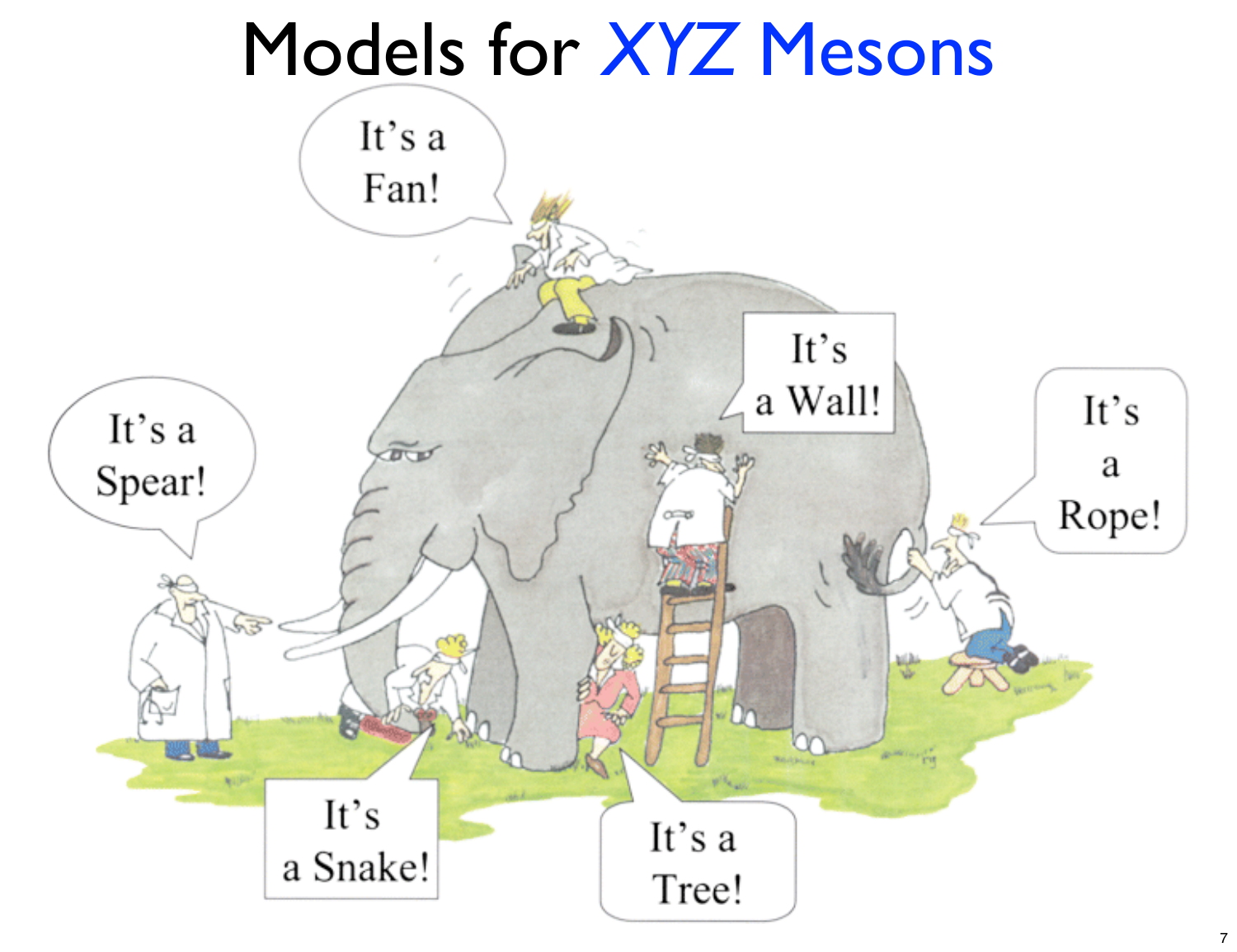# Models for XYZ Mesons

It's a Fan!

It's a Spear!

It's a Wall!

It's a Rope!

It's a Snake!

It's a Tree!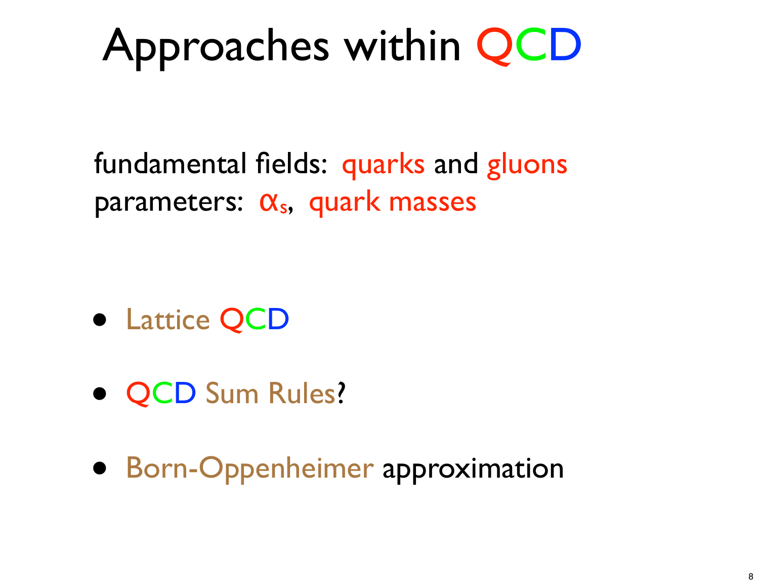# Approaches within QCD

fundamental fields: quarks and gluons
parameters: $\alpha_s$, quark masses

- Lattice QCD
- QCD Sum Rules?
- Born-Oppenheimer approximation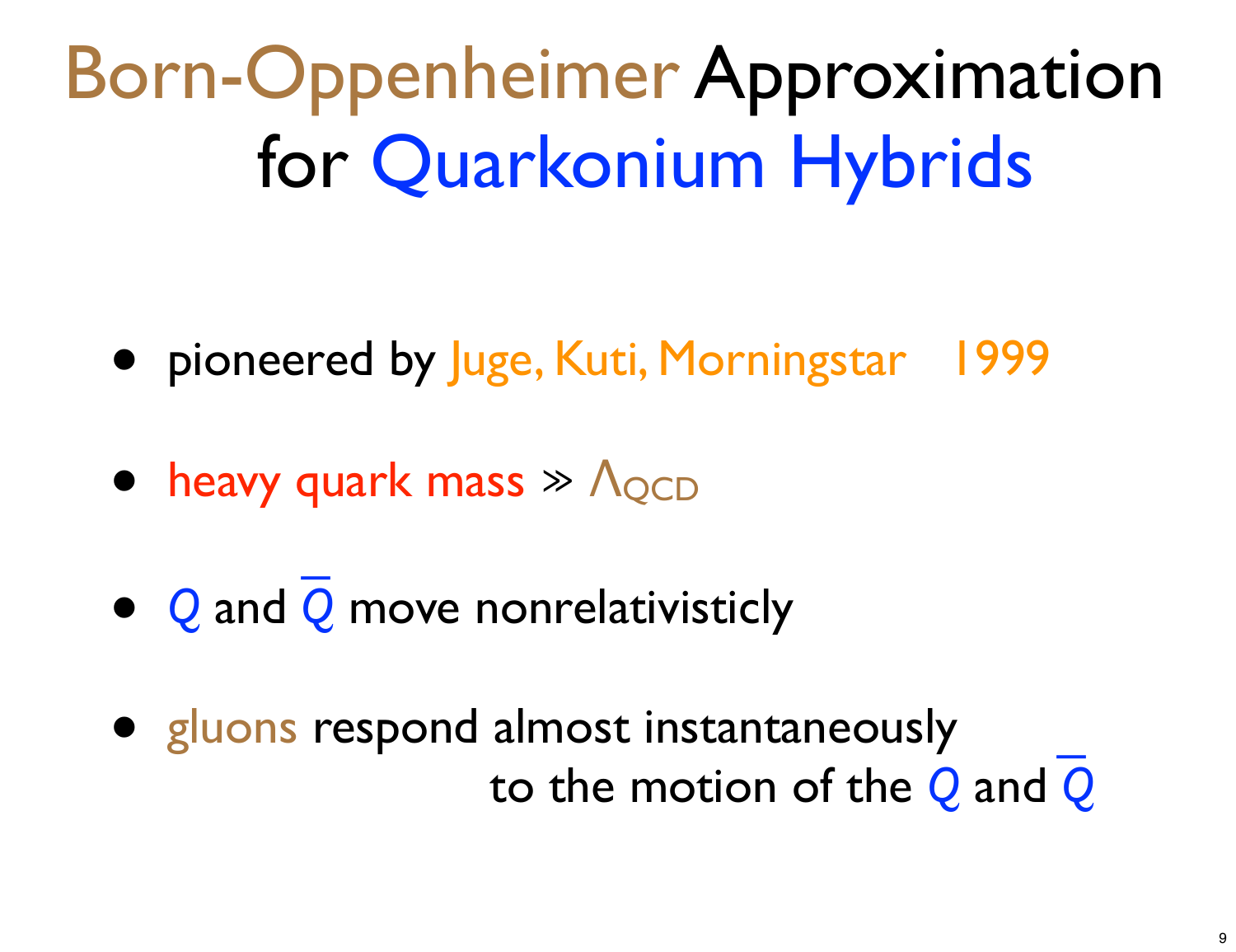# Born-Oppenheimer Approximation for Quarkonium Hybrids

- pioneered by Juge, Kuti, Morningstar 1999
- heavy quark mass $\gg \Lambda_{QCD}$
- $Q$ and $\bar{Q}$ move nonrelativisticly
- gluons respond almost instantaneously to the motion of the $Q$ and $\bar{Q}$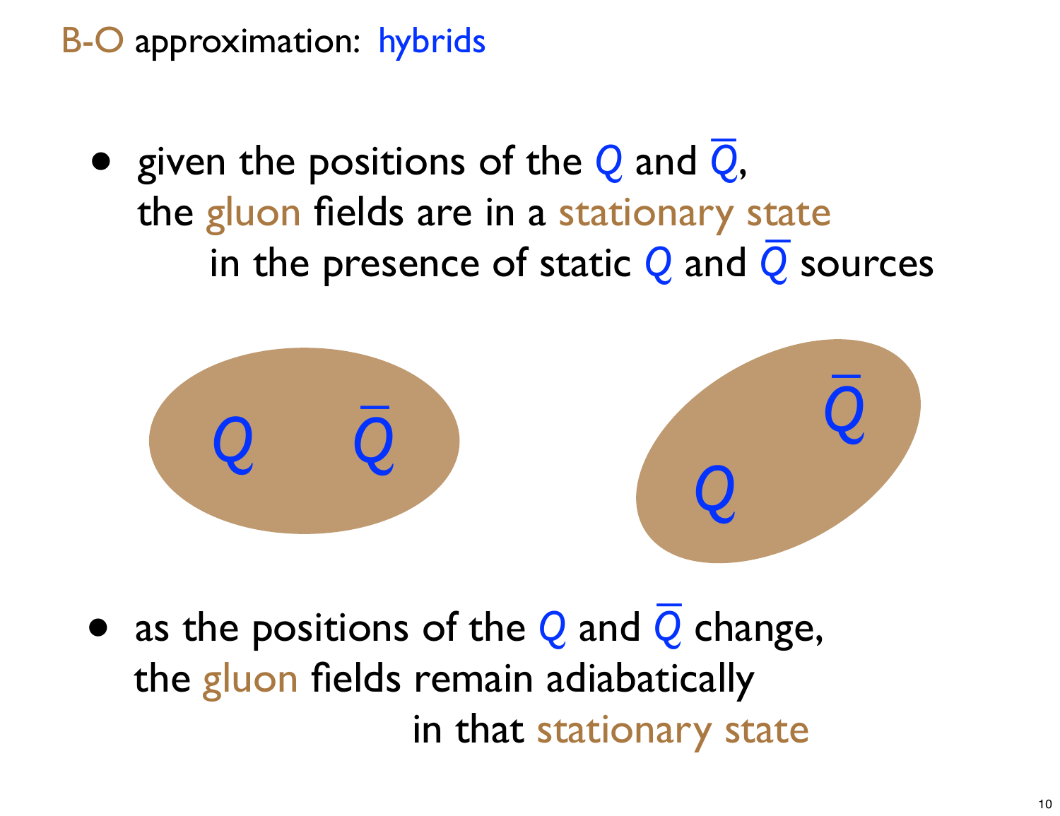# B-O approximation: hybrids

- given the positions of the $Q$ and $\bar{Q}$, the gluon fields are in a stationary state in the presence of static $Q$ and $\bar{Q}$ sources

- as the positions of the $Q$ and $\bar{Q}$ change, the gluon fields remain adiabatically in that stationary state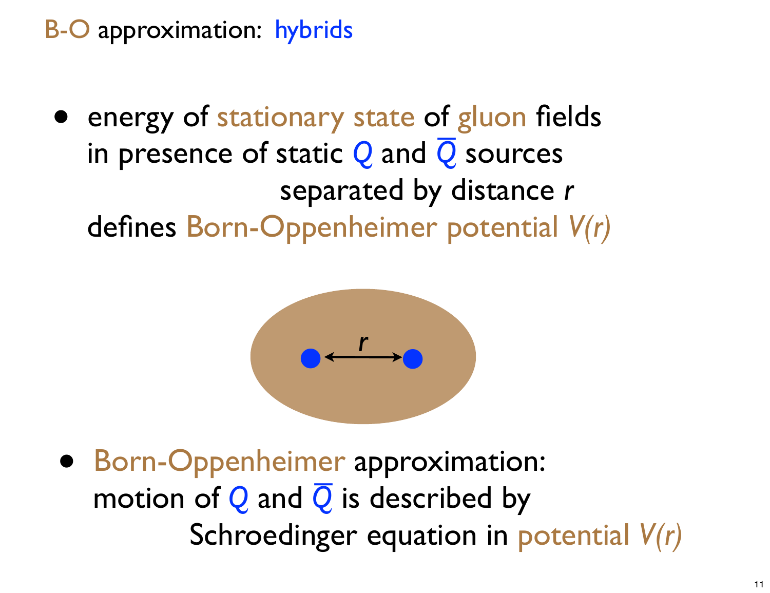# B-O approximation: hybrids

- energy of stationary state of gluon fields in presence of static $Q$ and $\bar{Q}$ sources separated by distance $r$ defines Born-Oppenheimer potential $V(r)$

- Born-Oppenheimer approximation: motion of $Q$ and $\bar{Q}$ is described by Schroedinger equation in potential $V(r)$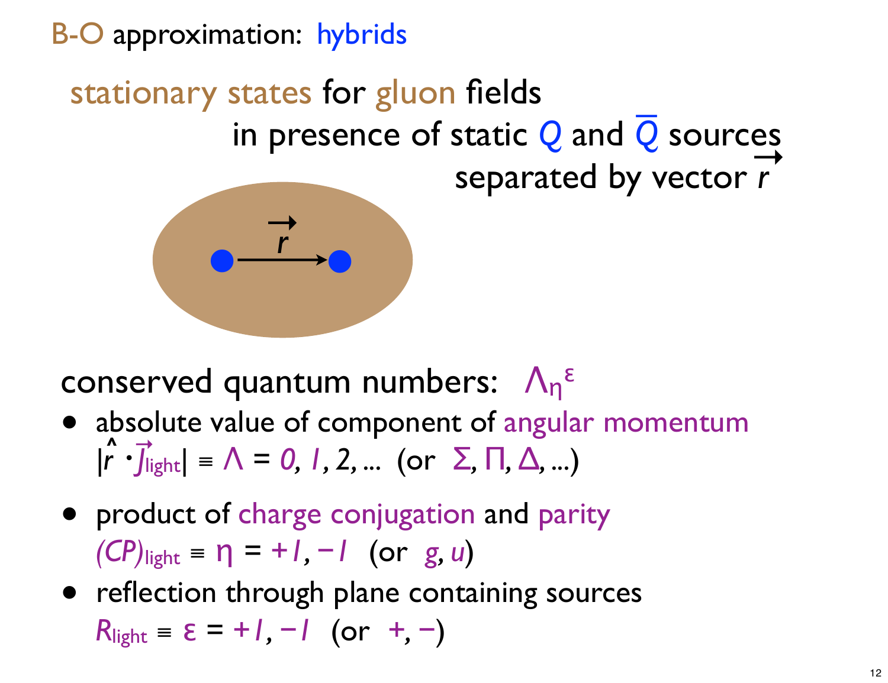# B-O approximation: hybrids

stationary states for gluon fields
in presence of static $Q$ and $\bar{Q}$ sources
separated by vector $\vec{r}$

conserved quantum numbers: $\Lambda_\eta^\varepsilon$

- absolute value of component of angular momentum
  $|\hat{r} \cdot \vec{J}_{light}| \equiv \Lambda = 0, 1, 2, \ldots$ (or $\Sigma, \Pi, \Delta, \ldots$)
- product of charge conjugation and parity
  $(CP)_{light} \equiv \eta = +1, -1$ (or $g, u$)
- reflection through plane containing sources
  $R_{light} \equiv \varepsilon = +1, -1$ (or $+, -$)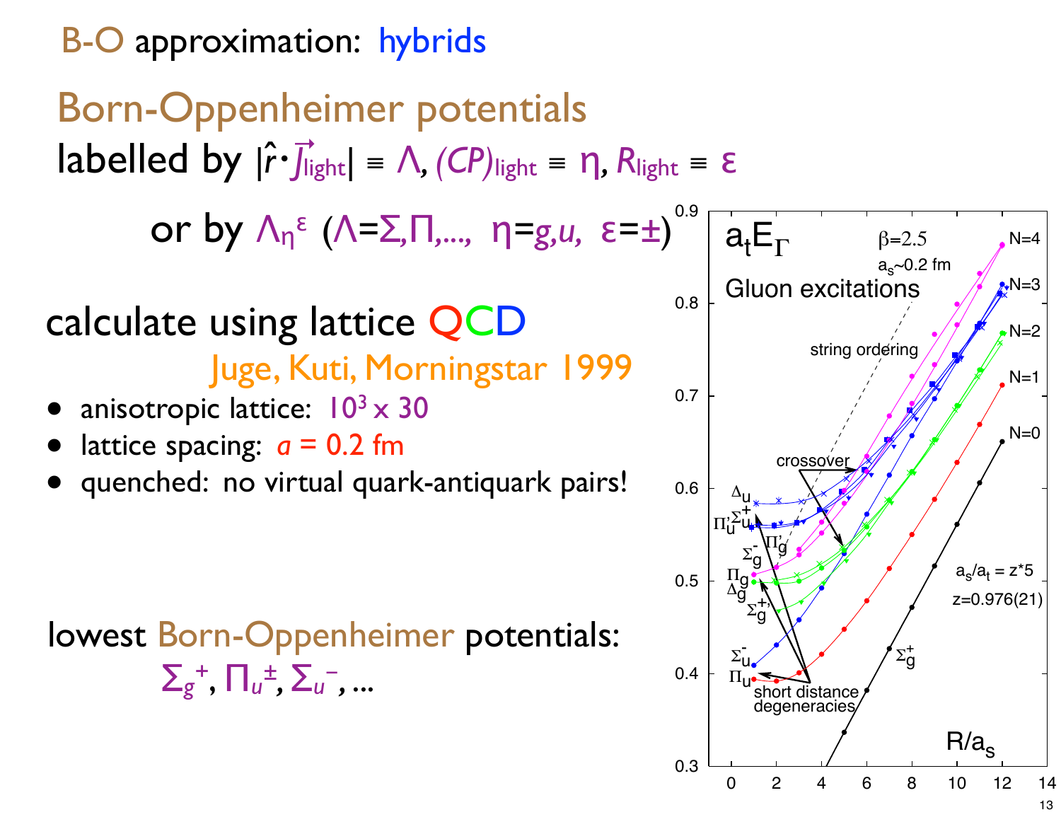# B-O approximation: hybrids

## Born-Oppenheimer potentials

labelled by $|\hat{r}\cdot\vec{J}_{light}| \equiv \Lambda$, $(CP)_{light} \equiv \eta$, $R_{light} \equiv \varepsilon$

or by $\Lambda_\eta^\varepsilon$ ($\Lambda=\Sigma,\Pi,\ldots$, $\eta=g,u$, $\varepsilon=\pm$)

calculate using lattice QCD

Juge, Kuti, Morningstar 1999

- anisotropic lattice: $10^3 \times 30$
- lattice spacing: $a$ = 0.2 fm
- quenched: no virtual quark-antiquark pairs!

lowest Born-Oppenheimer potentials:

$\Sigma_g^+$, $\Pi_u^\pm$, $\Sigma_u^-$, ...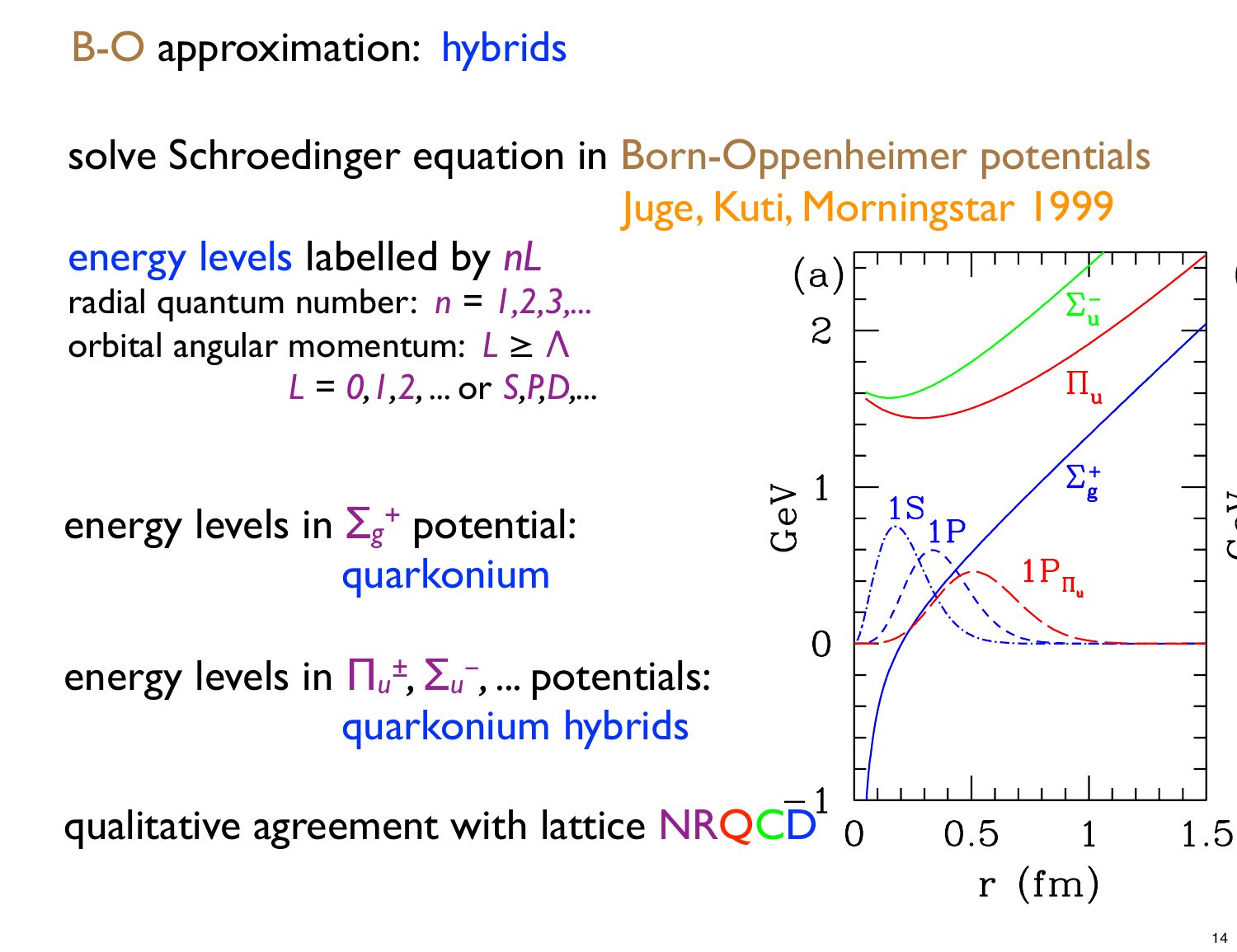# B-O approximation: hybrids

solve Schroedinger equation in Born-Oppenheimer potentials
Juge, Kuti, Morningstar 1999

energy levels labelled by $nL$
radial quantum number: $n = 1,2,3,\ldots$
orbital angular momentum: $L \geq \Lambda$
$L = 0,1,2,\ldots$ or $S,P,D,\ldots$

energy levels in $\Sigma_g^+$ potential:
quarkonium

energy levels in $\Pi_u^\pm$, $\Sigma_u^-$, ... potentials:
quarkonium hybrids

qualitative agreement with lattice NRQCD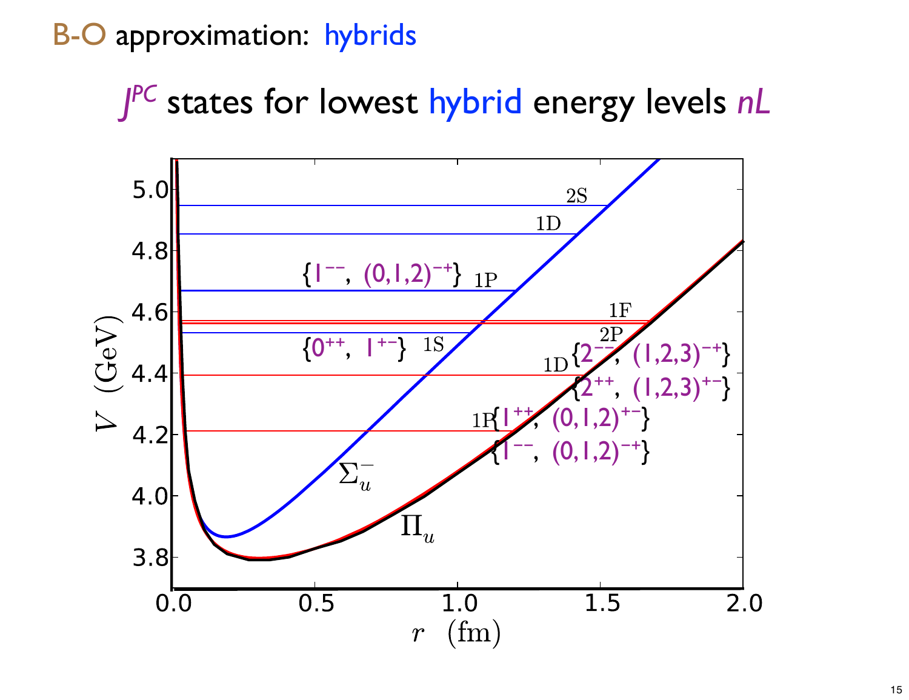B-O approximation: hybrids

# $J^{PC}$ states for lowest hybrid energy levels $nL$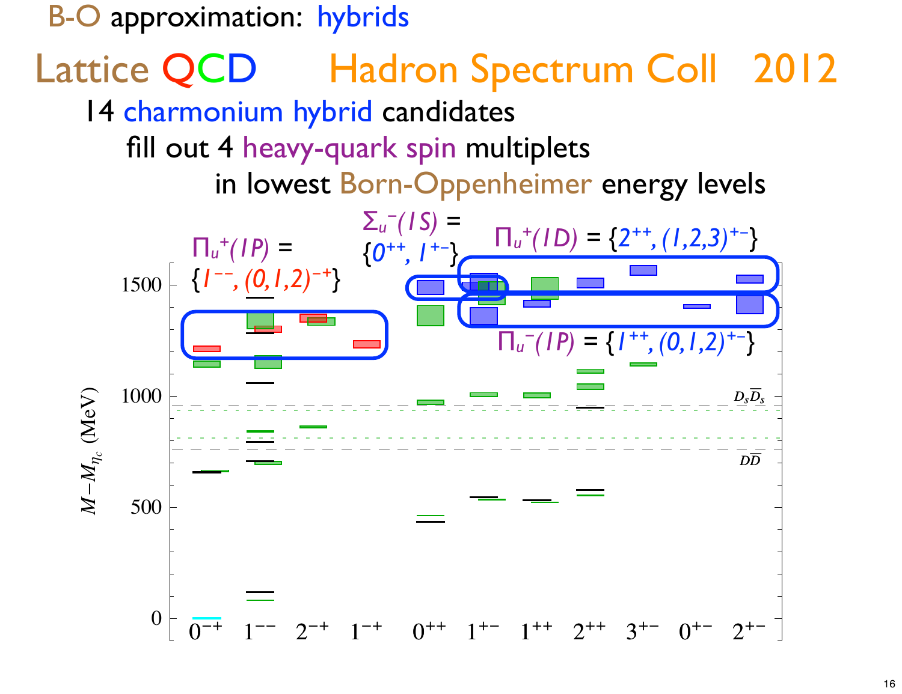# B-O approximation: hybrids

## Lattice QCD Hadron Spectrum Coll 2012

14 charmonium hybrid candidates

fill out 4 heavy-quark spin multiplets

in lowest Born-Oppenheimer energy levels

$\Pi_u^+(1P) = \{1^{--}, (0,1,2)^{-+}\}$

$\Sigma_u^-(1S) = \{0^{++}, 1^{+-}\}$

$\Pi_u^+(1D) = \{2^{++}, (1,2,3)^{+-}\}$

$\Pi_u^-(1P) = \{1^{++}, (0,1,2)^{+-}\}$

$M - M_{\eta_c}$ (MeV)

0, 500, 1000, 1500

$0^{-+}$ $1^{--}$ $2^{-+}$ $1^{-+}$ $0^{++}$ $1^{+-}$ $1^{++}$ $2^{++}$ $3^{+-}$ $0^{+-}$ $2^{+-}$

$D_s\bar{D}_s$

$D\bar{D}$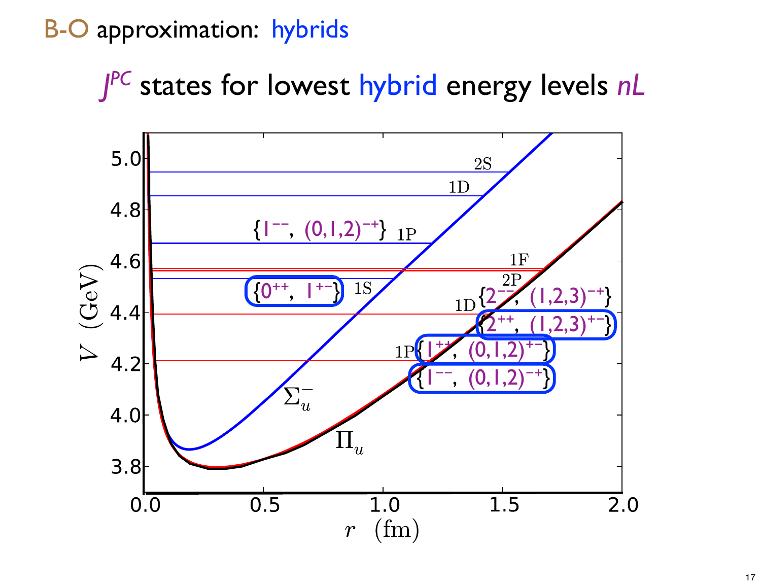B-O approximation: hybrids

## $J^{PC}$ states for lowest hybrid energy levels $nL$

$V$ (GeV) vs. $r$ (fm)

- $\Sigma_u^-$: 1S $\{0^{++},\ 1^{+-}\}$; 1P $\{1^{--},\ (0,1,2)^{-+}\}$; 1D; 2S
- $\Pi_u$: 1P $\{1^{--},\ (0,1,2)^{-+}\}$, $\{1^{++},\ (0,1,2)^{+-}\}$; 1D $\{2^{--},\ (1,2,3)^{-+}\}$, $\{2^{++},\ (1,2,3)^{+-}\}$; 2P; 1F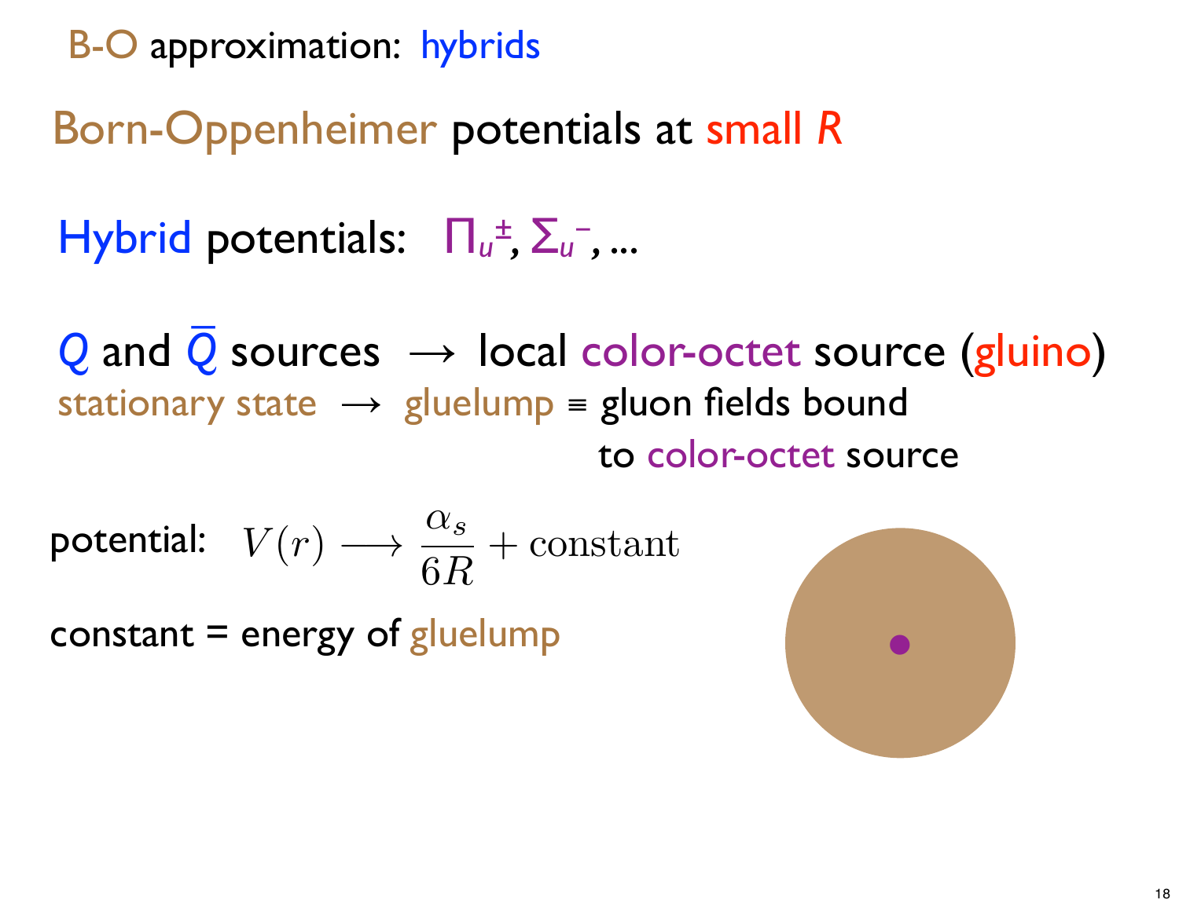# B-O approximation: hybrids

## Born-Oppenheimer potentials at small $R$

Hybrid potentials: $\Pi_u^{\pm}$, $\Sigma_u^{-}$, ...

$Q$ and $\bar{Q}$ sources $\longrightarrow$ local color-octet source (gluino)

stationary state $\rightarrow$ gluelump ≡ gluon fields bound to color-octet source

potential: $V(r) \longrightarrow \dfrac{\alpha_s}{6R} + \text{constant}$

constant = energy of gluelump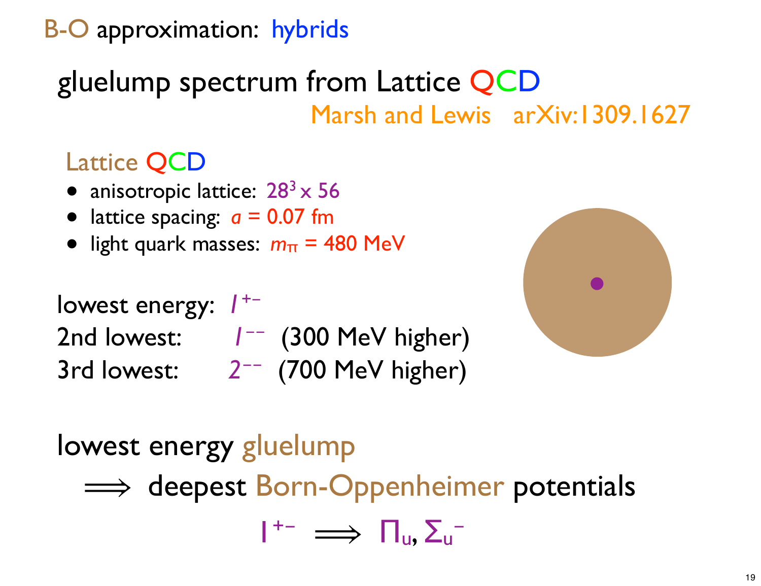# B-O approximation: hybrids

## gluelump spectrum from Lattice QCD

Marsh and Lewis arXiv:1309.1627

### Lattice QCD

- anisotropic lattice: $28^3 \times 56$
- lattice spacing: $a$ = 0.07 fm
- light quark masses: $m_\pi$ = 480 MeV

lowest energy: $1^{+-}$

2nd lowest: $1^{--}$ (300 MeV higher)

3rd lowest: $2^{--}$ (700 MeV higher)

lowest energy gluelump

$\Longrightarrow$ deepest Born-Oppenheimer potentials

$$1^{+-} \Longrightarrow \Pi_u, \Sigma_u^-$$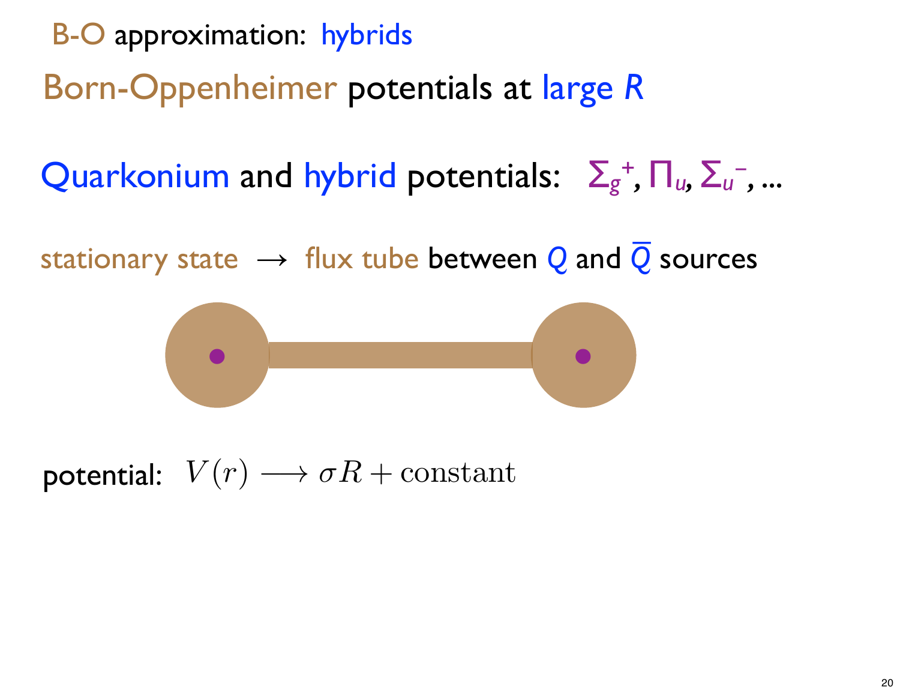B-O approximation: hybrids

# Born-Oppenheimer potentials at large $R$

Quarkonium and hybrid potentials: $\Sigma_g^+$, $\Pi_u$, $\Sigma_u^-$, ...

stationary state → flux tube between $Q$ and $\bar{Q}$ sources

potential: $V(r) \longrightarrow \sigma R + \text{constant}$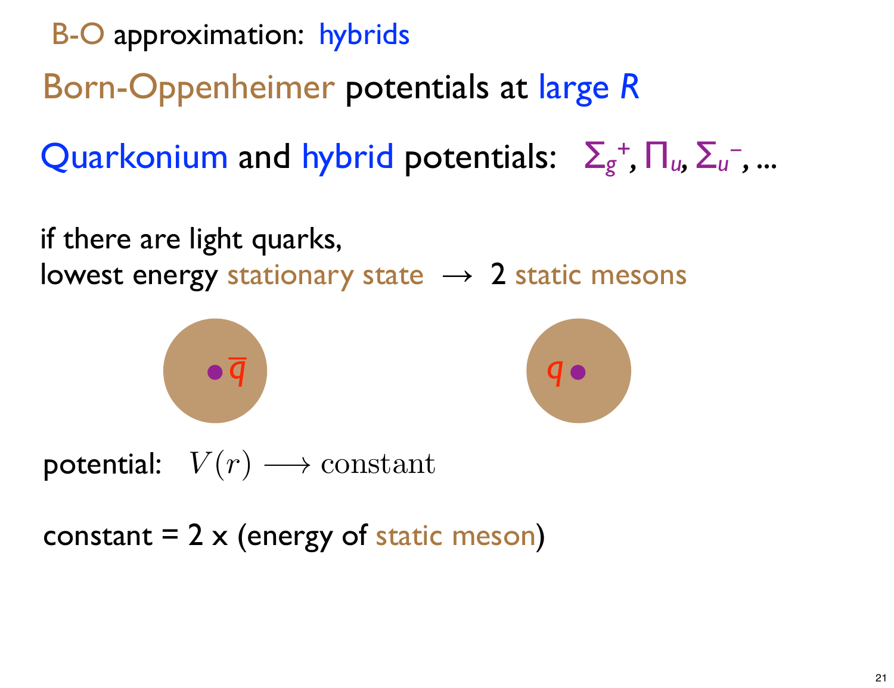B-O approximation: hybrids

## Born-Oppenheimer potentials at large $R$

Quarkonium and hybrid potentials: $\Sigma_g^+$, $\Pi_u$, $\Sigma_u^-$, ...

if there are light quarks,
lowest energy stationary state $\rightarrow$ 2 static mesons

$\bar{q}$ $q$

potential: $V(r) \longrightarrow \text{constant}$

constant = 2 x (energy of static meson)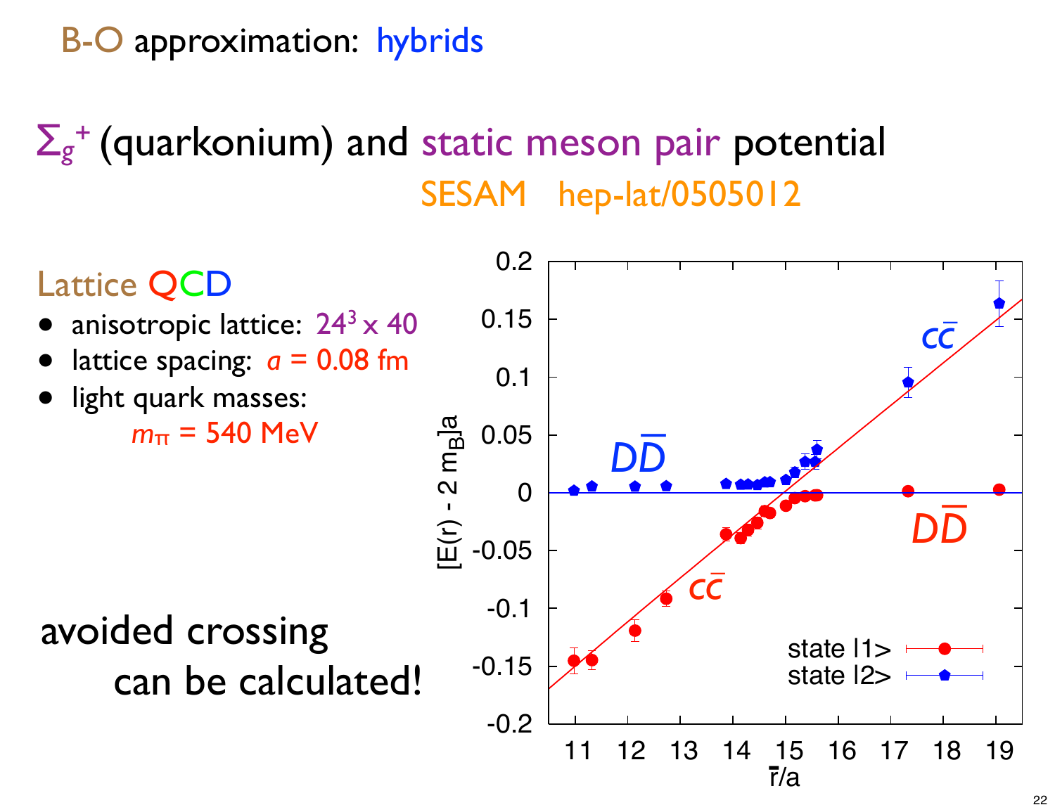# B-O approximation: hybrids

## $\Sigma_g^+$ (quarkonium) and static meson pair potential

SESAM hep-lat/0505012

Lattice QCD

- anisotropic lattice: $24^3 \times 40$
- lattice spacing: $a$ = 0.08 fm
- light quark masses: $m_\pi$ = 540 MeV

avoided crossing can be calculated!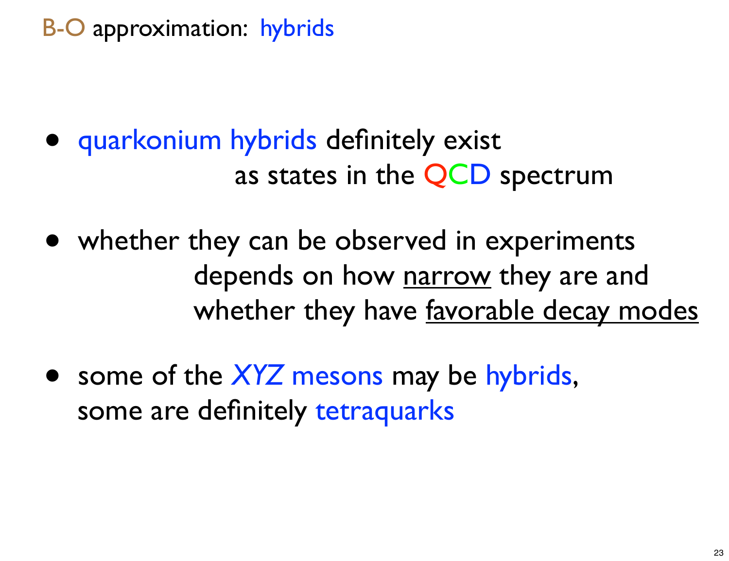# B-O approximation: hybrids

- quarkonium hybrids definitely exist
  as states in the QCD spectrum

- whether they can be observed in experiments
  depends on how <u>narrow</u> they are and
  whether they have <u>favorable decay modes</u>

- some of the *XYZ* mesons may be hybrids,
  some are definitely tetraquarks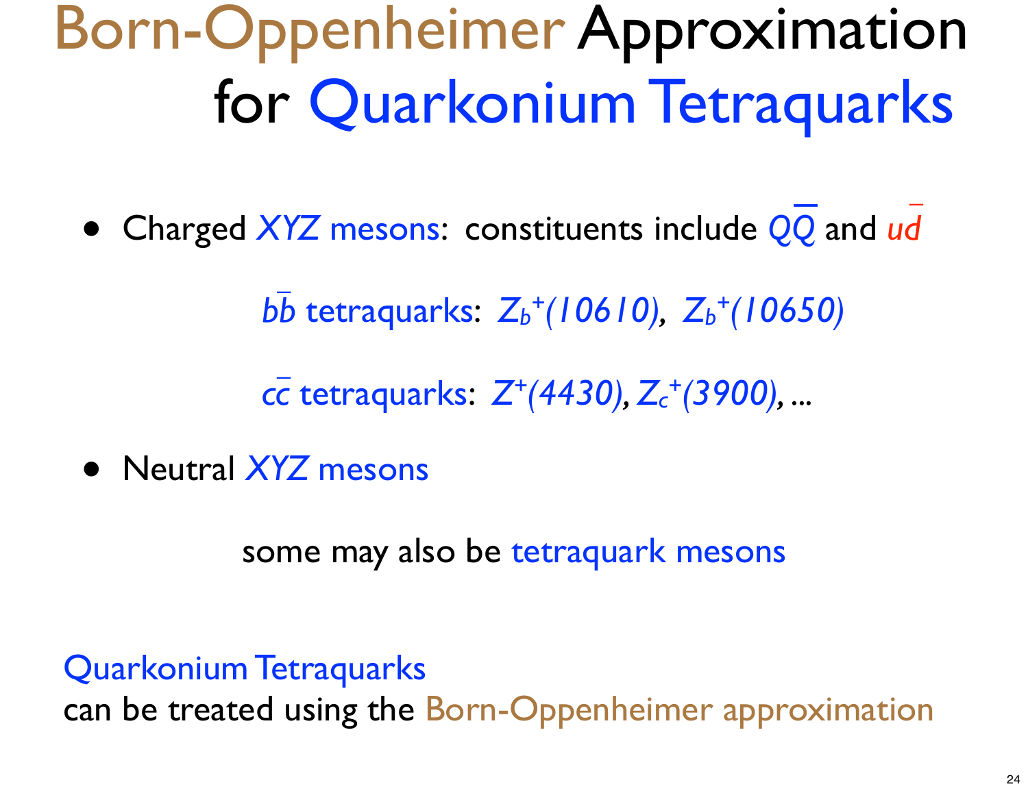# Born-Oppenheimer Approximation for Quarkonium Tetraquarks

- Charged *XYZ* mesons: constituents include $Q\bar{Q}$ and $u\bar{d}$

  $b\bar{b}$ tetraquarks: $Z_b^+(10610)$, $Z_b^+(10650)$

  $c\bar{c}$ tetraquarks: $Z^+(4430)$, $Z_c^+(3900)$, ...

- Neutral *XYZ* mesons

  some may also be tetraquark mesons

Quarkonium Tetraquarks
can be treated using the Born-Oppenheimer approximation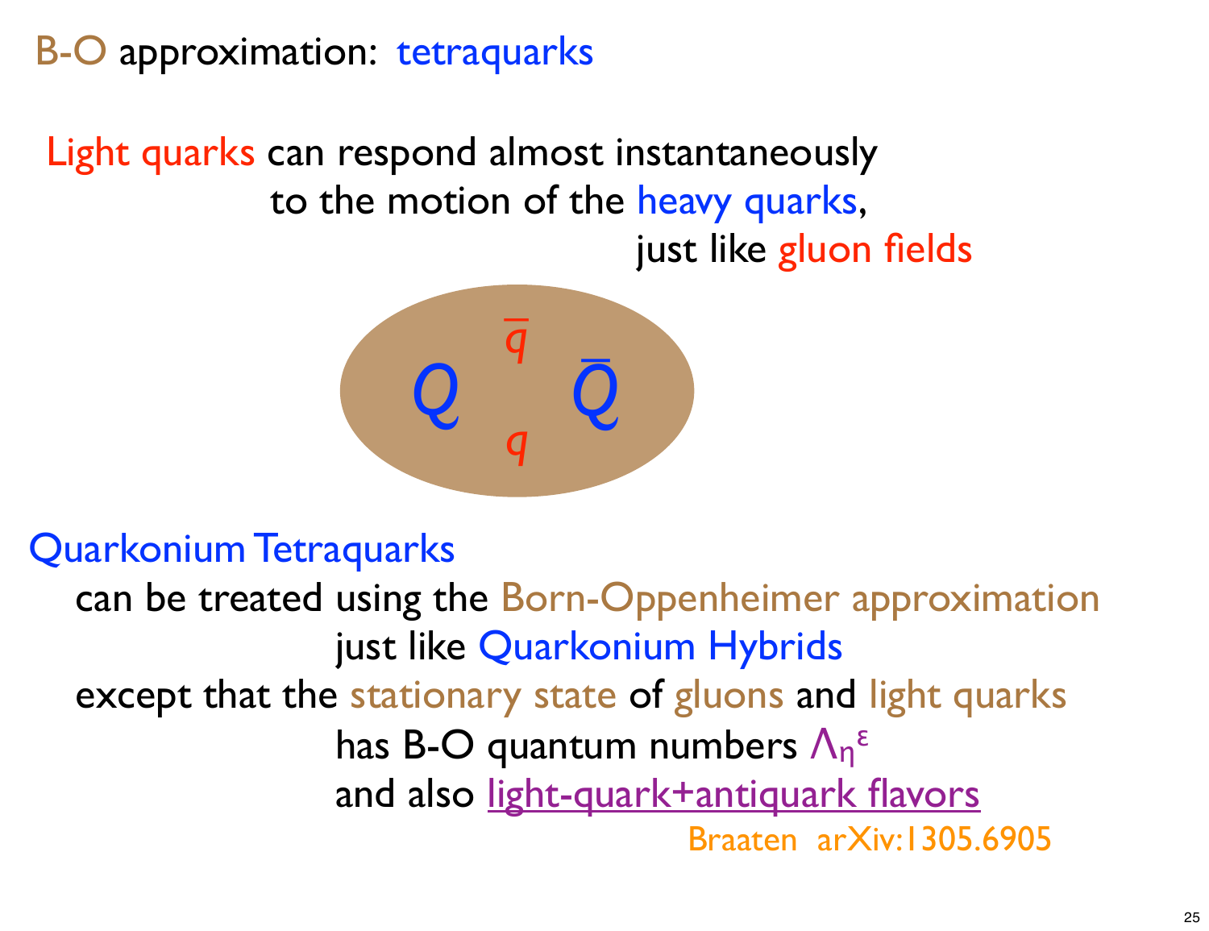# B-O approximation: tetraquarks

Light quarks can respond almost instantaneously
to the motion of the heavy quarks,
just like gluon fields

$Q$ $\bar{q}$ $q$ $\bar{Q}$

**Quarkonium Tetraquarks**

can be treated using the Born-Oppenheimer approximation
just like Quarkonium Hybrids
except that the stationary state of gluons and light quarks
has B-O quantum numbers $\Lambda_\eta^\epsilon$
and also light-quark+antiquark flavors

Braaten arXiv:1305.6905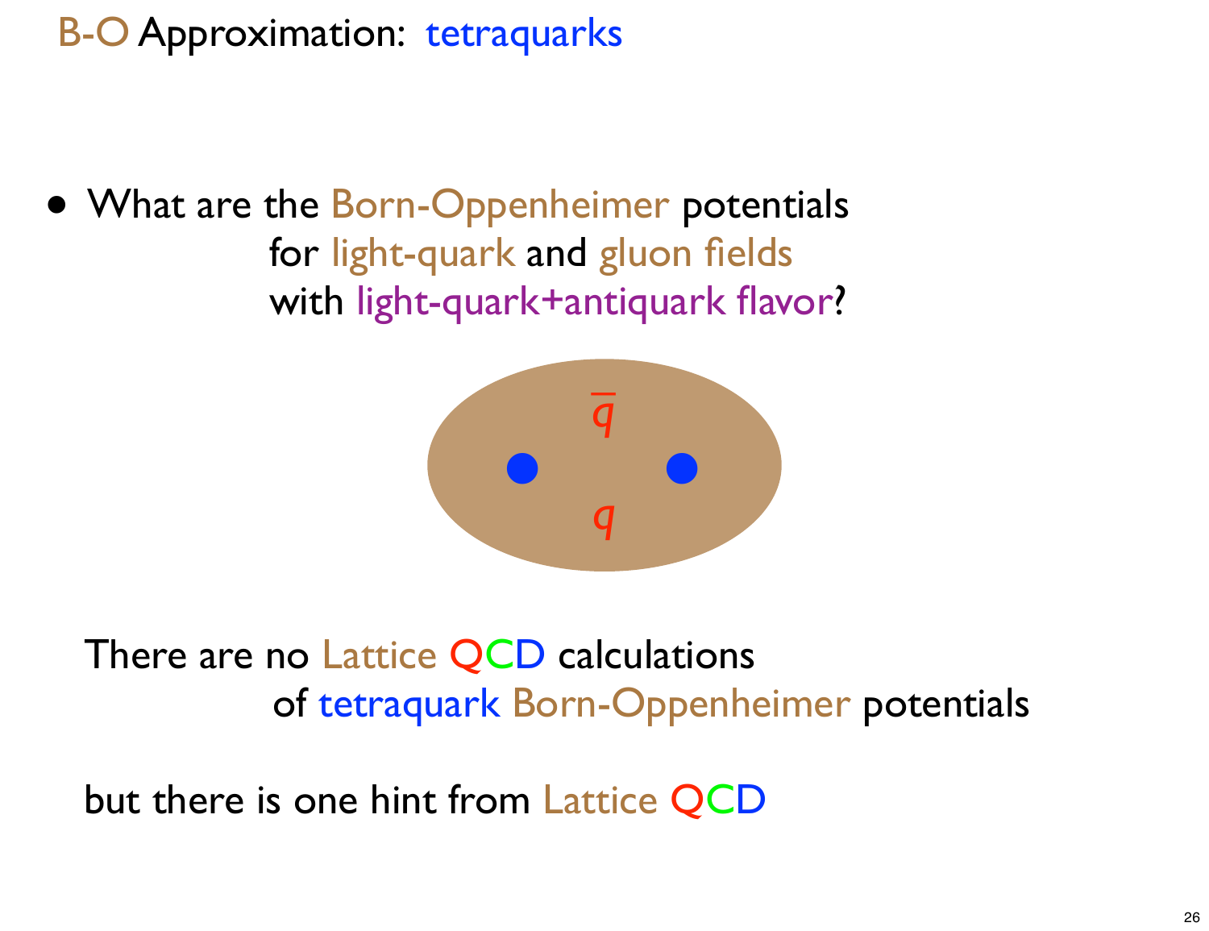# B-O Approximation: tetraquarks

- What are the Born-Oppenheimer potentials for light-quark and gluon fields with light-quark+antiquark flavor?

$\bar{q}$

$q$

There are no Lattice QCD calculations of tetraquark Born-Oppenheimer potentials

but there is one hint from Lattice QCD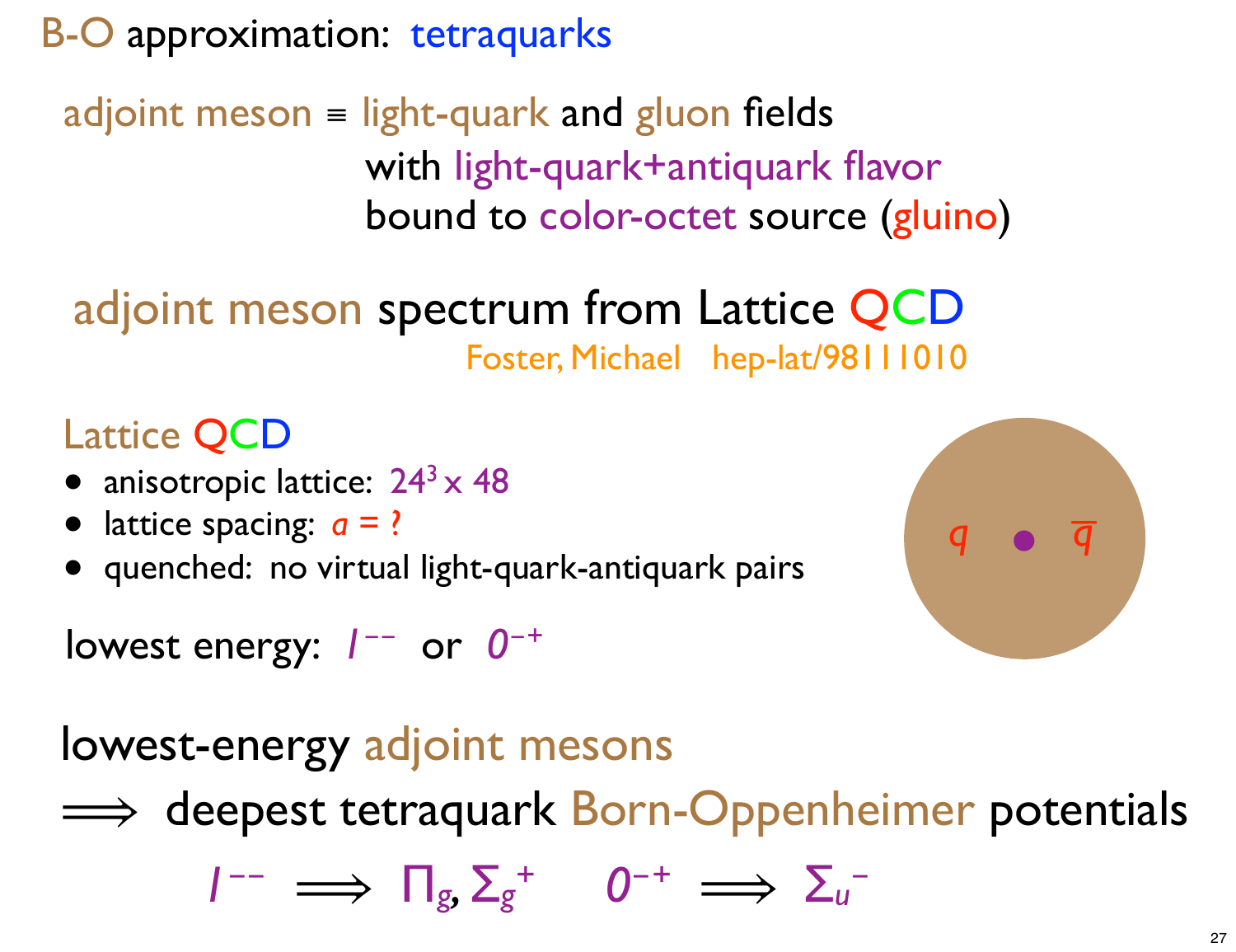# B-O approximation: tetraquarks

adjoint meson ≡ light-quark and gluon fields
with light-quark+antiquark flavor
bound to color-octet source (gluino)

## adjoint meson spectrum from Lattice QCD

Foster, Michael hep-lat/9811010

### Lattice QCD

- anisotropic lattice: $24^3 \times 48$
- lattice spacing: $a$ = ?
- quenched: no virtual light-quark-antiquark pairs

$q$ • $\bar{q}$

lowest energy: $1^{--}$ or $0^{-+}$

lowest-energy adjoint mesons

$\Longrightarrow$ deepest tetraquark Born-Oppenheimer potentials

$$1^{--} \Longrightarrow \Pi_g, \Sigma_g^+ \qquad 0^{-+} \Longrightarrow \Sigma_u^-$$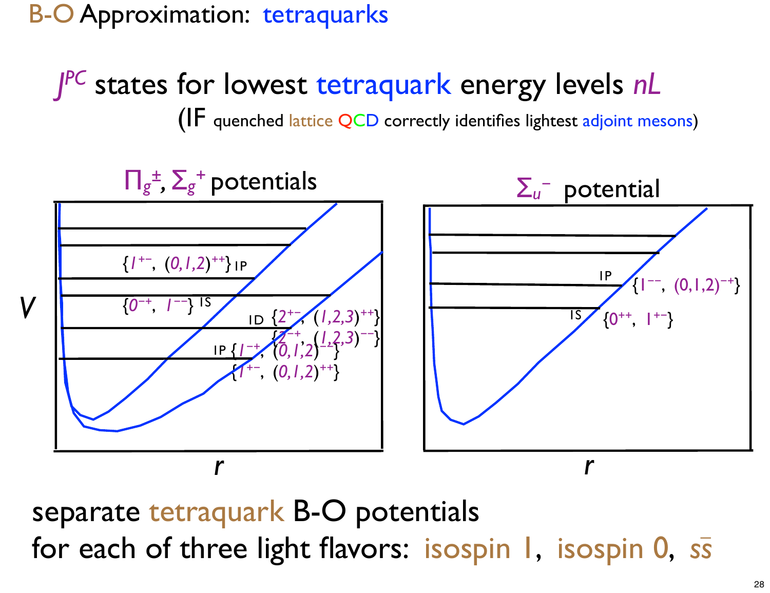# B-O Approximation: tetraquarks

## $J^{PC}$ states for lowest tetraquark energy levels $nL$

(IF quenched lattice QCD correctly identifies lightest adjoint mesons)

**$\Pi_g^{\pm}$, $\Sigma_g^{+}$ potentials**

- 1P: $\{1^{+-},\ (0,1,2)^{++}\}$
- 1S: $\{0^{-+},\ 1^{--}\}$
- 1D: $\{2^{+-},\ (1,2,3)^{++}\}$, $\{2^{-+},\ (1,2,3)^{--}\}$
- 1P: $\{1^{-+},\ (0,1,2)^{--}\}$, $\{1^{+-},\ (0,1,2)^{++}\}$

**$\Sigma_u^{-}$ potential**

- 1P: $\{1^{--},\ (0,1,2)^{-+}\}$
- 1S: $\{0^{++},\ 1^{+-}\}$

separate tetraquark B-O potentials for each of three light flavors: isospin 1, isospin 0, $s\bar{s}$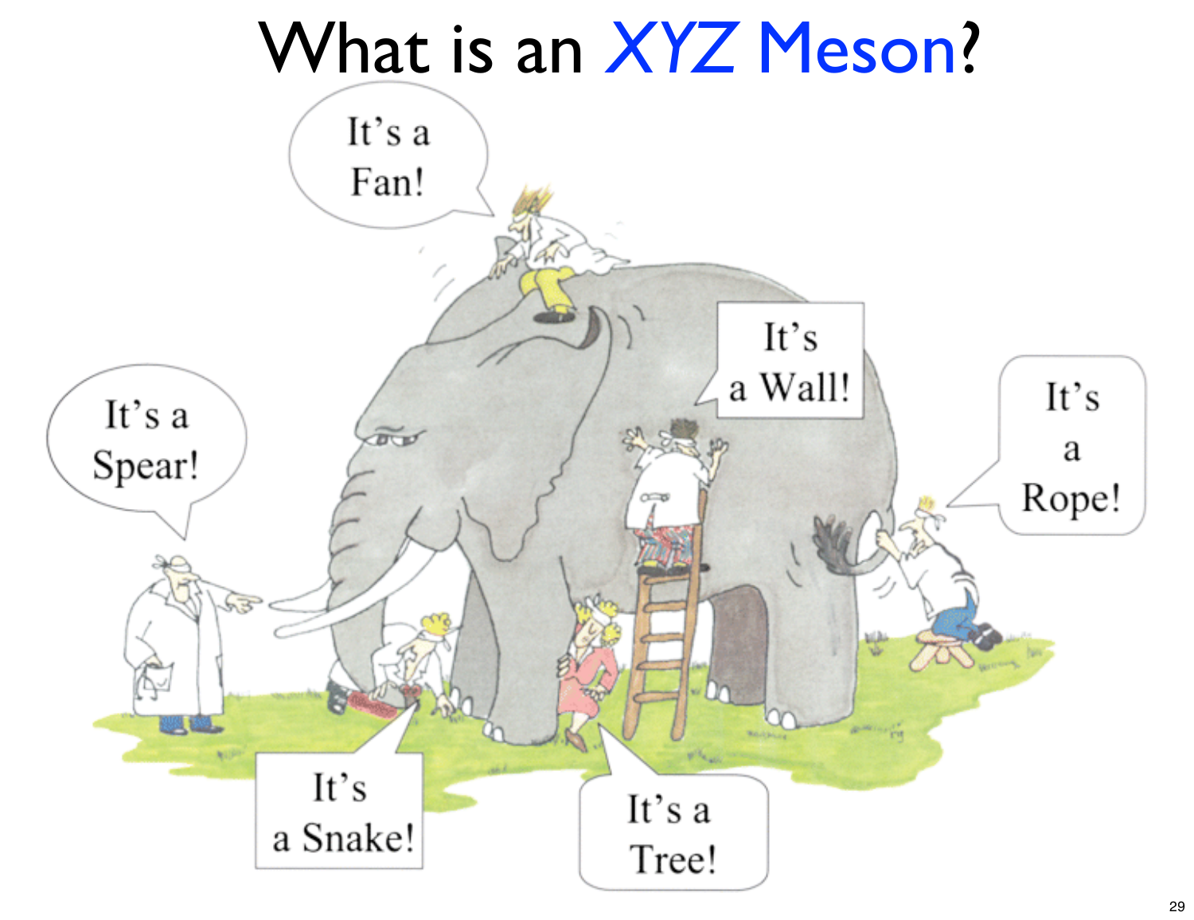# What is an XYZ Meson?

It's a Fan!

It's a Wall!

It's a Spear!

It's a Rope!

It's a Snake!

It's a Tree!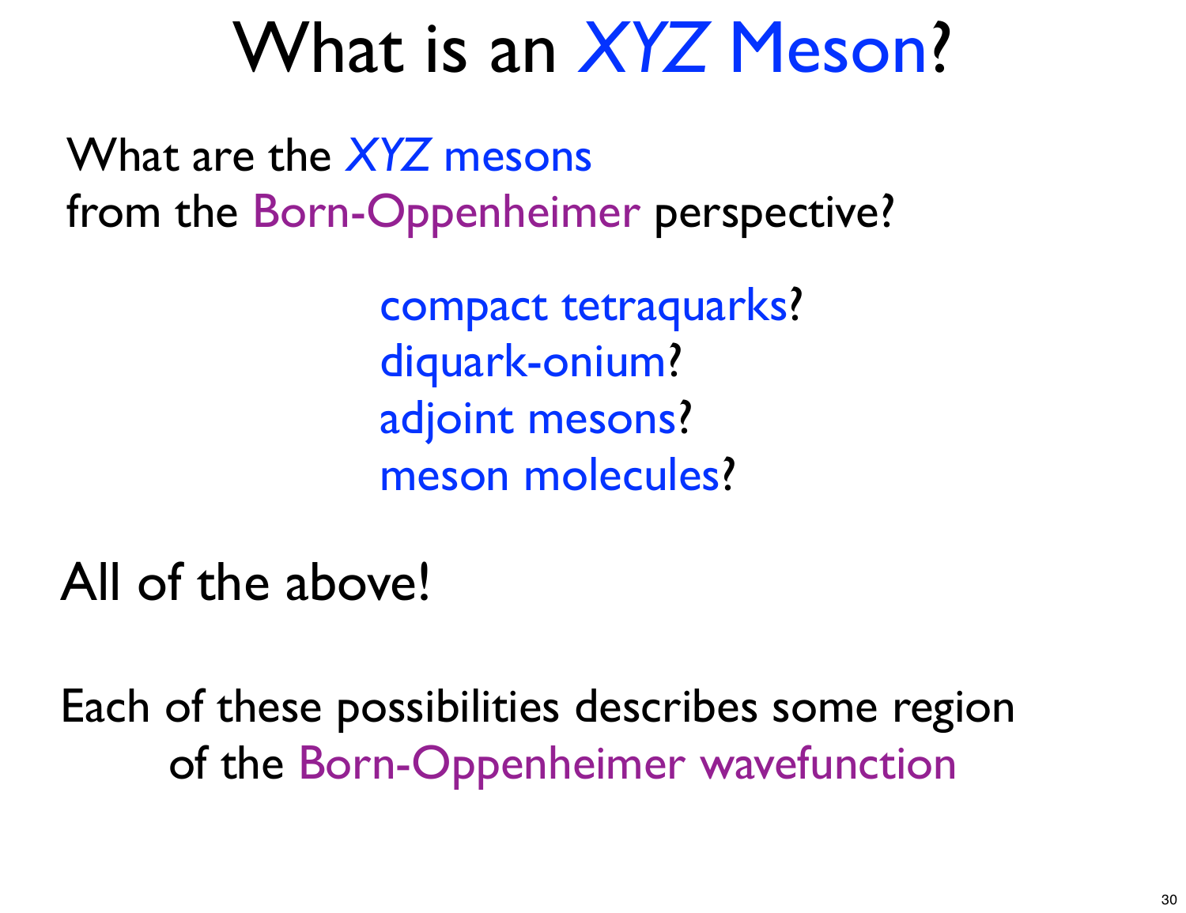# What is an *XYZ* Meson?

What are the *XYZ* mesons
from the Born-Oppenheimer perspective?

compact tetraquarks?
diquark-onium?
adjoint mesons?
meson molecules?

All of the above!

Each of these possibilities describes some region
of the Born-Oppenheimer wavefunction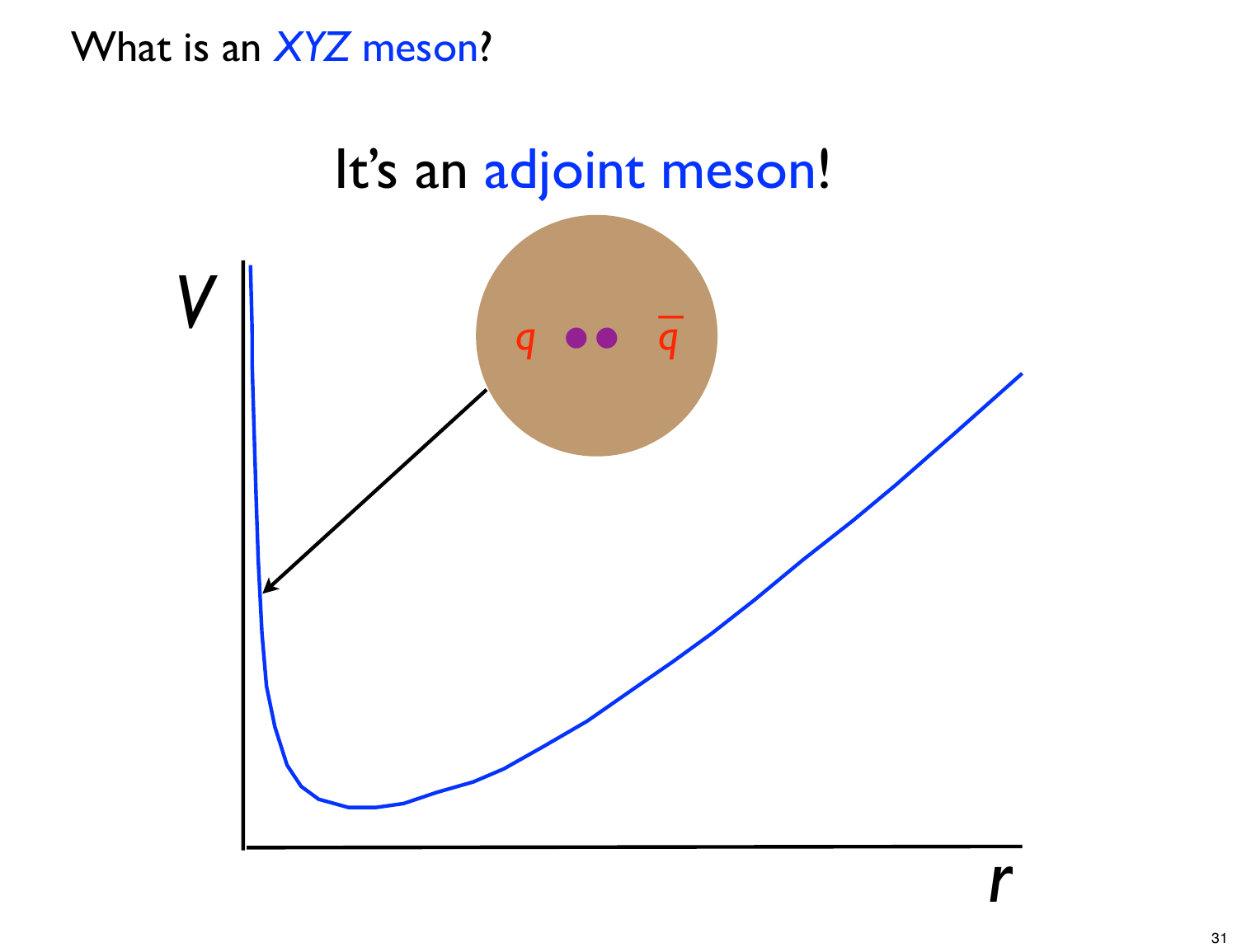What is an *XYZ* meson?

It's an adjoint meson!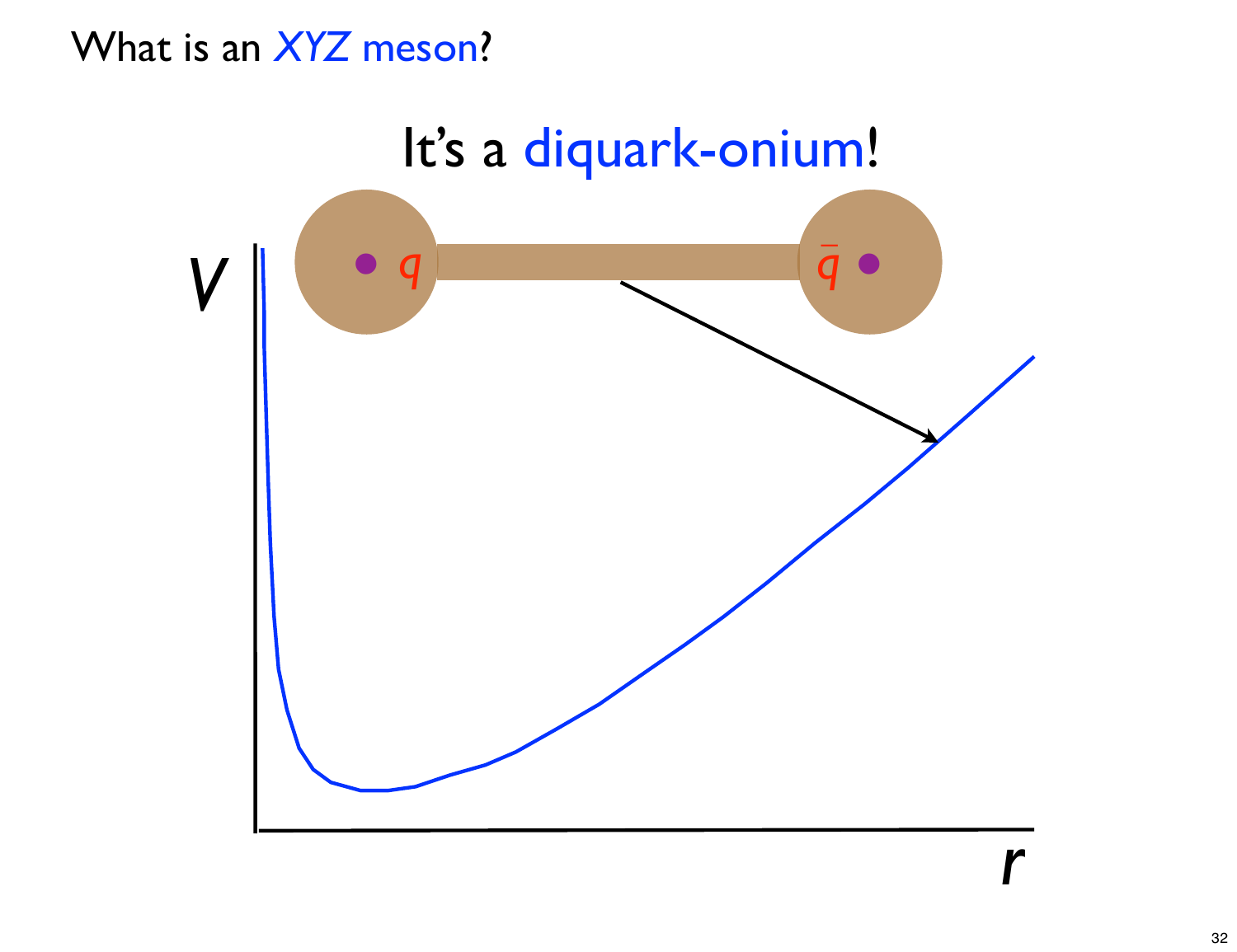# What is an *XYZ* meson?

## It's a diquark-onium!

$q$ $\bar{q}$

$V$

$r$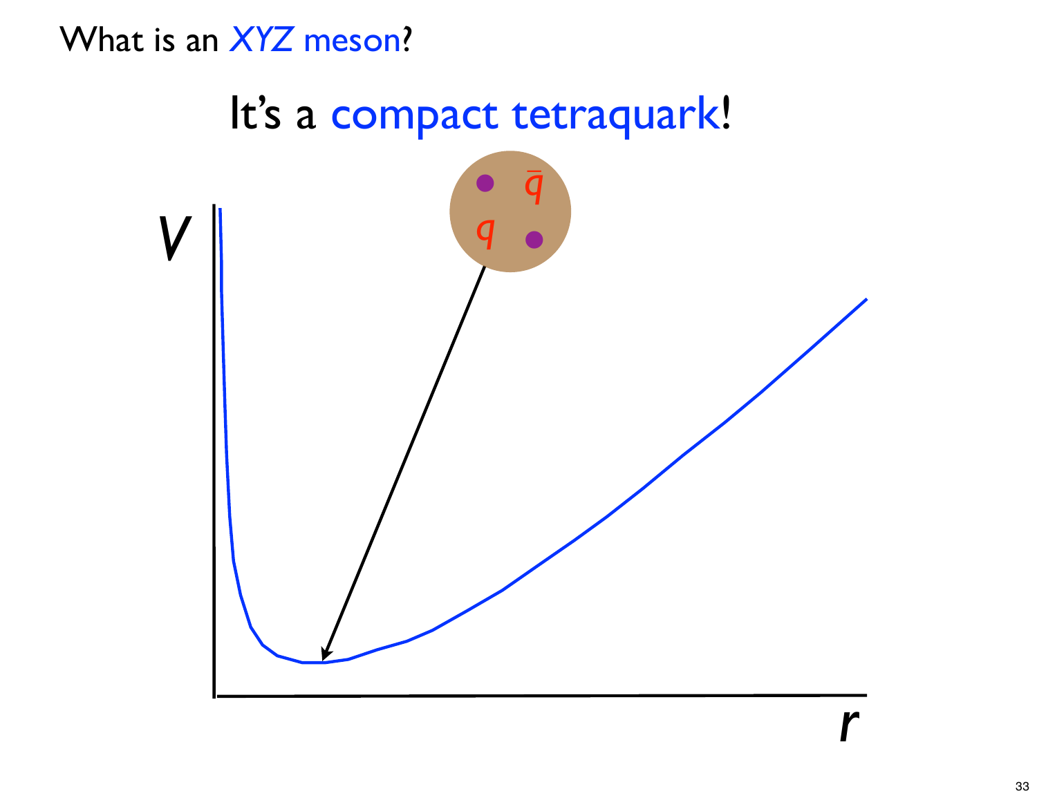What is an *XYZ* meson?

It's a compact tetraquark!

$\bar{q}$

$q$

$V$

$r$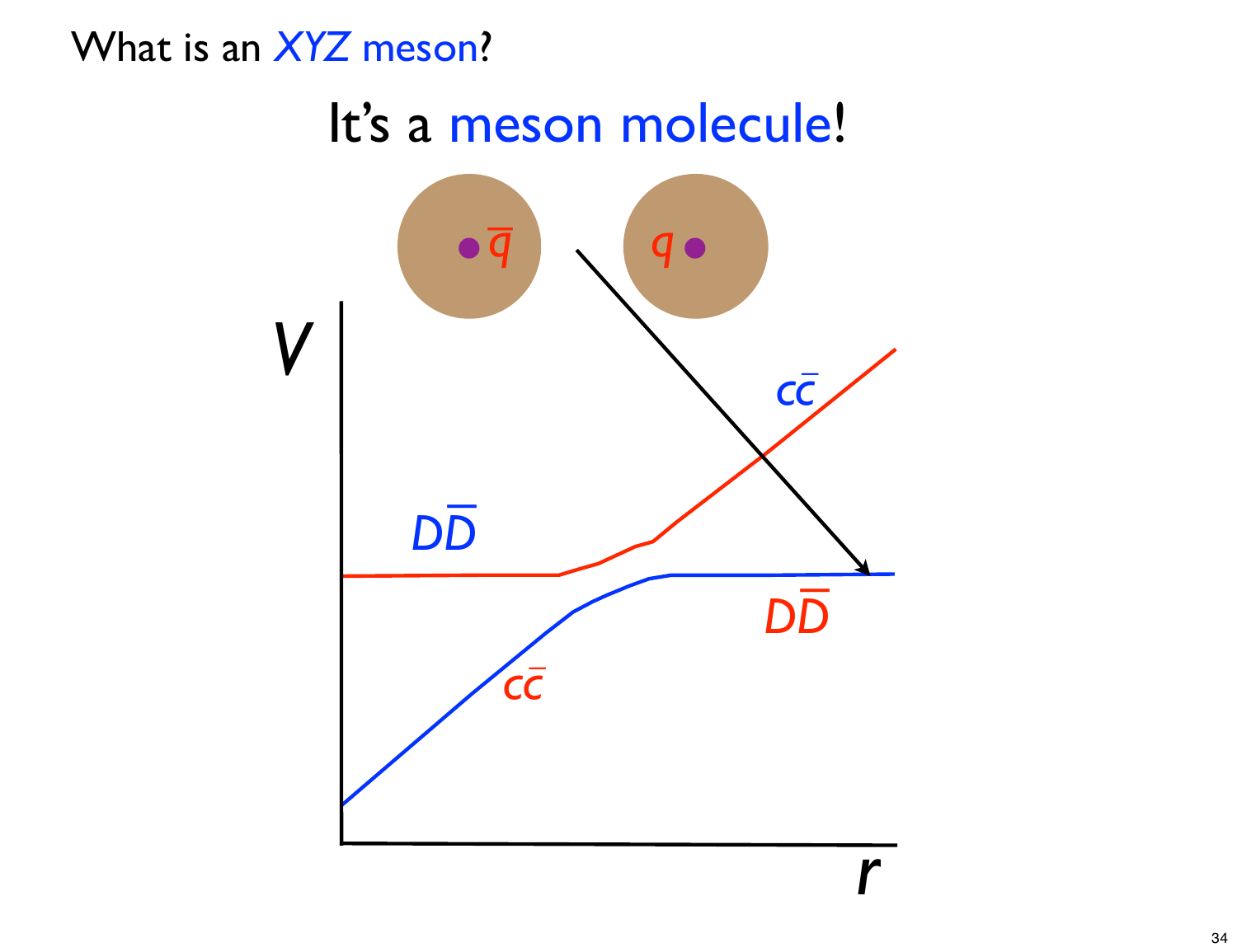What is an *XYZ* meson?

# It's a meson molecule!

$\bar{q}$ $q$

$V$

$c\bar{c}$

$D\bar{D}$

$D\bar{D}$

$c\bar{c}$

$r$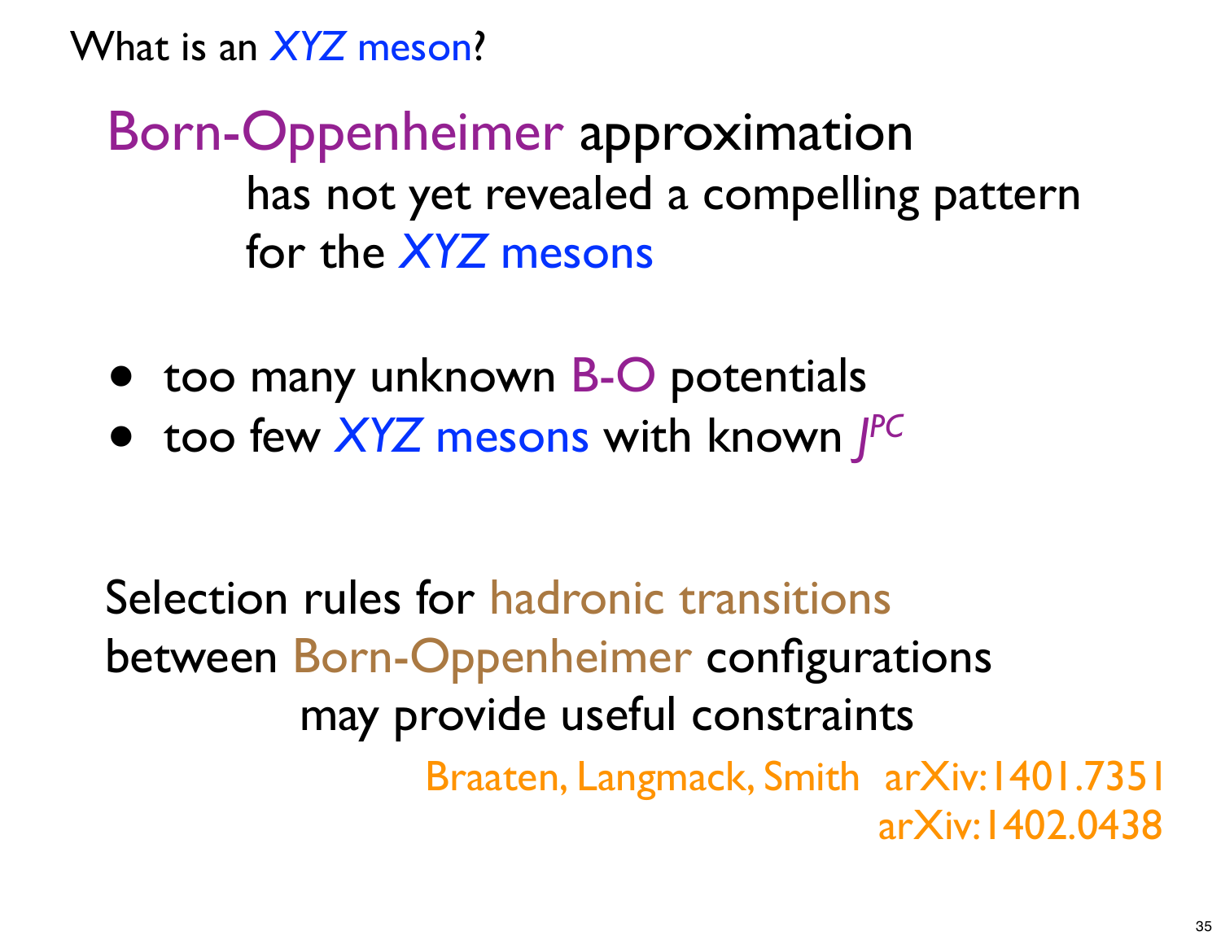## What is an *XYZ* meson?

**Born-Oppenheimer approximation**
has not yet revealed a compelling pattern
for the *XYZ* mesons

- too many unknown B-O potentials
- too few *XYZ* mesons with known $J^{PC}$

Selection rules for hadronic transitions
between Born-Oppenheimer configurations
may provide useful constraints

Braaten, Langmack, Smith arXiv:1401.7351
arXiv:1402.0438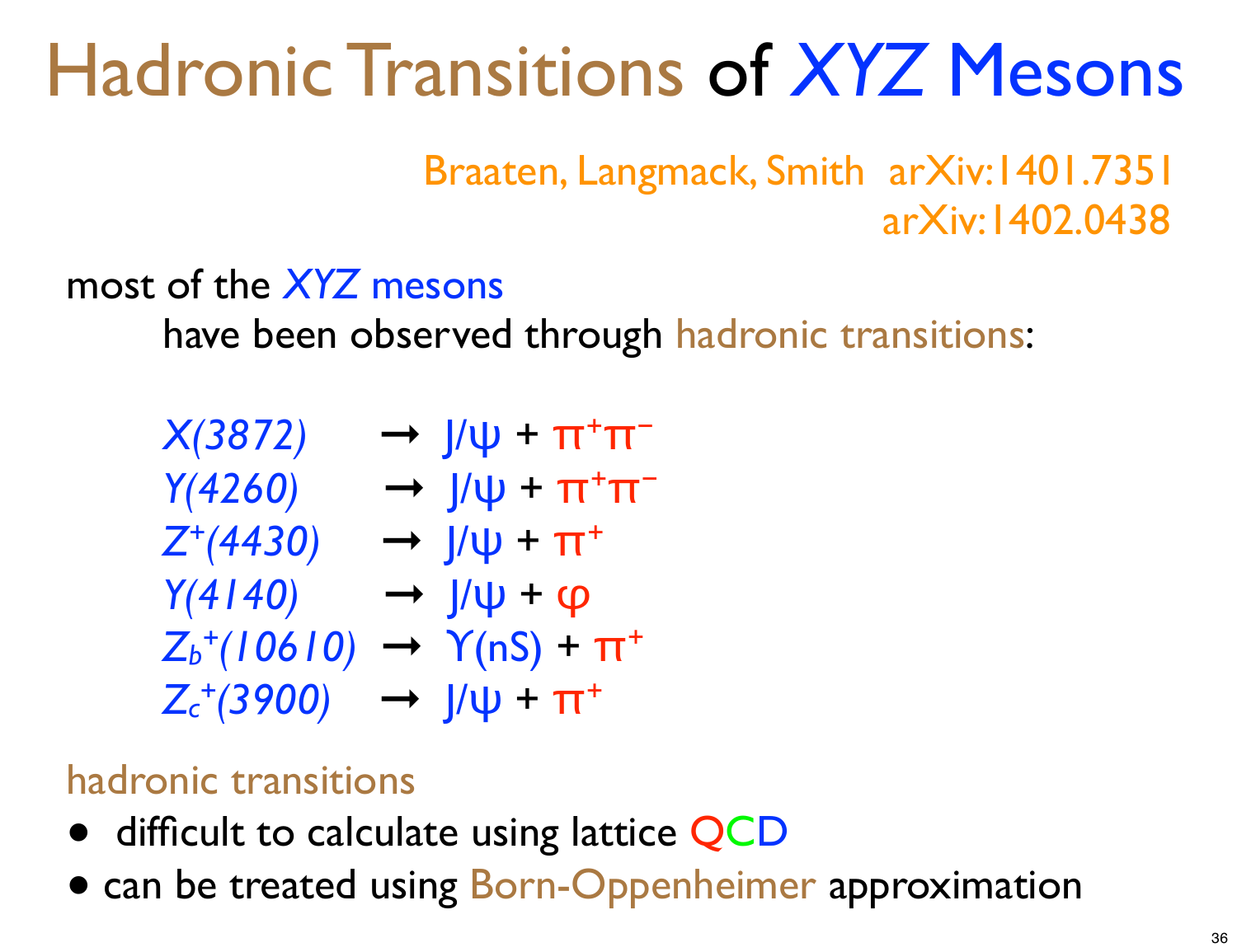# Hadronic Transitions of XYZ Mesons

Braaten, Langmack, Smith arXiv:1401.7351
arXiv:1402.0438

most of the *XYZ* mesons
have been observed through hadronic transitions:

$X(3872) \rightarrow J/\psi + \pi^+\pi^-$
$Y(4260) \rightarrow J/\psi + \pi^+\pi^-$
$Z^+(4430) \rightarrow J/\psi + \pi^+$
$Y(4140) \rightarrow J/\psi + \varphi$
$Z_b^+(10610) \rightarrow \Upsilon(nS) + \pi^+$
$Z_c^+(3900) \rightarrow J/\psi + \pi^+$

hadronic transitions

- difficult to calculate using lattice QCD
- can be treated using Born-Oppenheimer approximation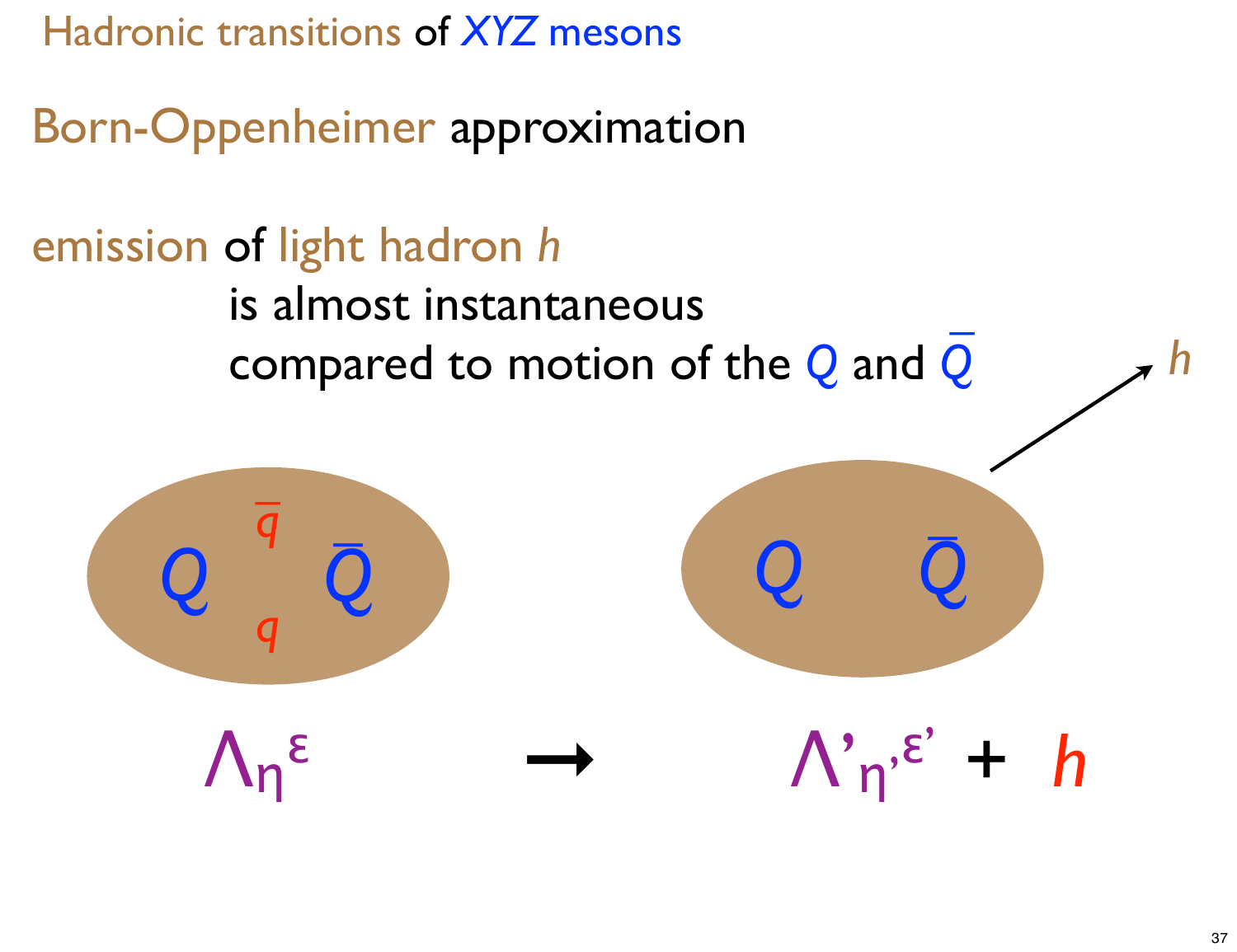# Hadronic transitions of *XYZ* mesons

## Born-Oppenheimer approximation

emission of light hadron *h*
is almost instantaneous
compared to motion of the $Q$ and $\bar{Q}$

$$\Lambda_\eta^\epsilon \rightarrow \Lambda'_{\eta'}{}^{\epsilon'} + h$$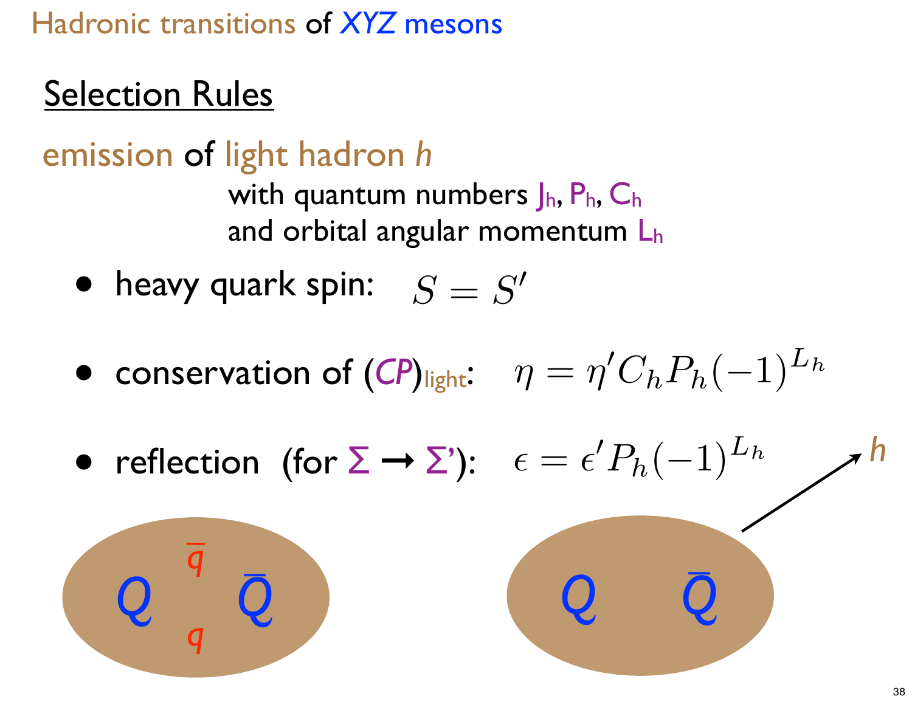# Hadronic transitions of *XYZ* mesons

## Selection Rules

### emission of light hadron *h*

with quantum numbers $J_h$, $P_h$, $C_h$
and orbital angular momentum $L_h$

- heavy quark spin: $S = S'$
- conservation of $(CP)_{\text{light}}$: $\eta = \eta' C_h P_h (-1)^{L_h}$
- reflection (for $\Sigma \rightarrow \Sigma'$): $\epsilon = \epsilon' P_h (-1)^{L_h}$

$Q$ $\bar{q}$ $q$ $\bar{Q}$

$Q$ $\bar{Q}$ → $h$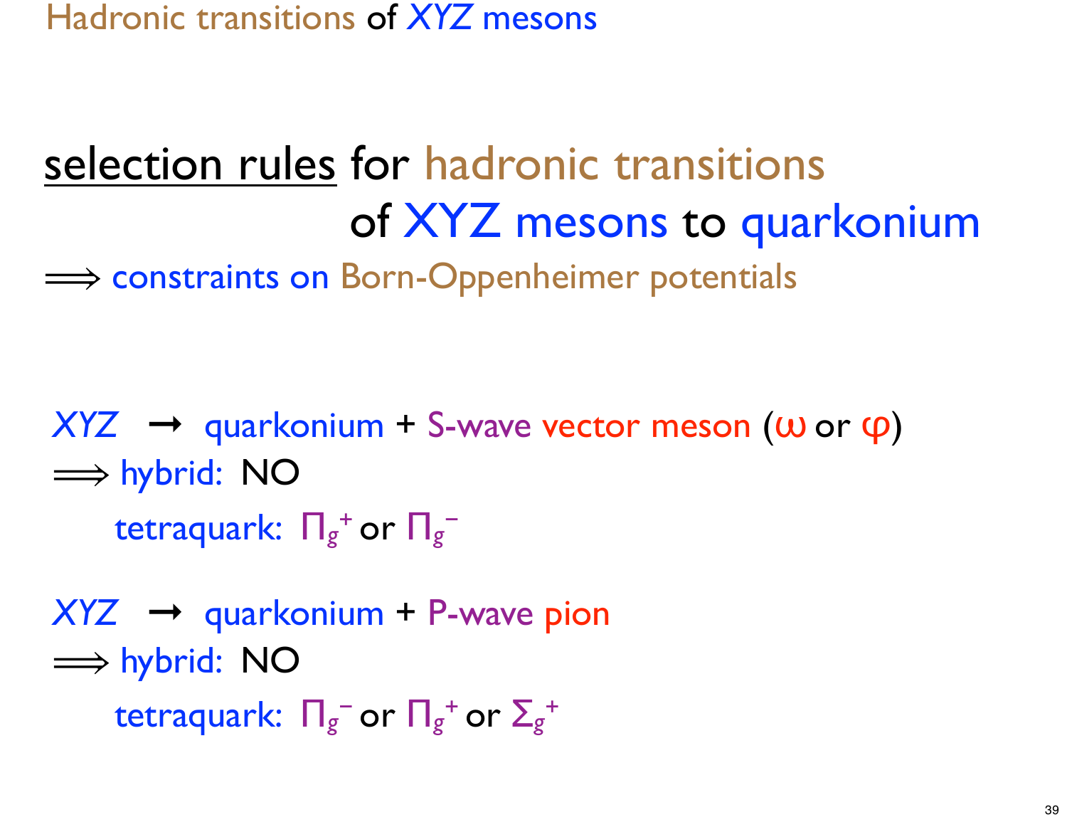Hadronic transitions of *XYZ* mesons

## selection rules for hadronic transitions of XYZ mesons to quarkonium

⟹ constraints on Born-Oppenheimer potentials

*XYZ* → quarkonium + S-wave vector meson ($\omega$ or $\varphi$)

⟹ hybrid: NO

tetraquark: $\Pi_g^+$ or $\Pi_g^-$

*XYZ* → quarkonium + P-wave pion

⟹ hybrid: NO

tetraquark: $\Pi_g^-$ or $\Pi_g^+$ or $\Sigma_g^+$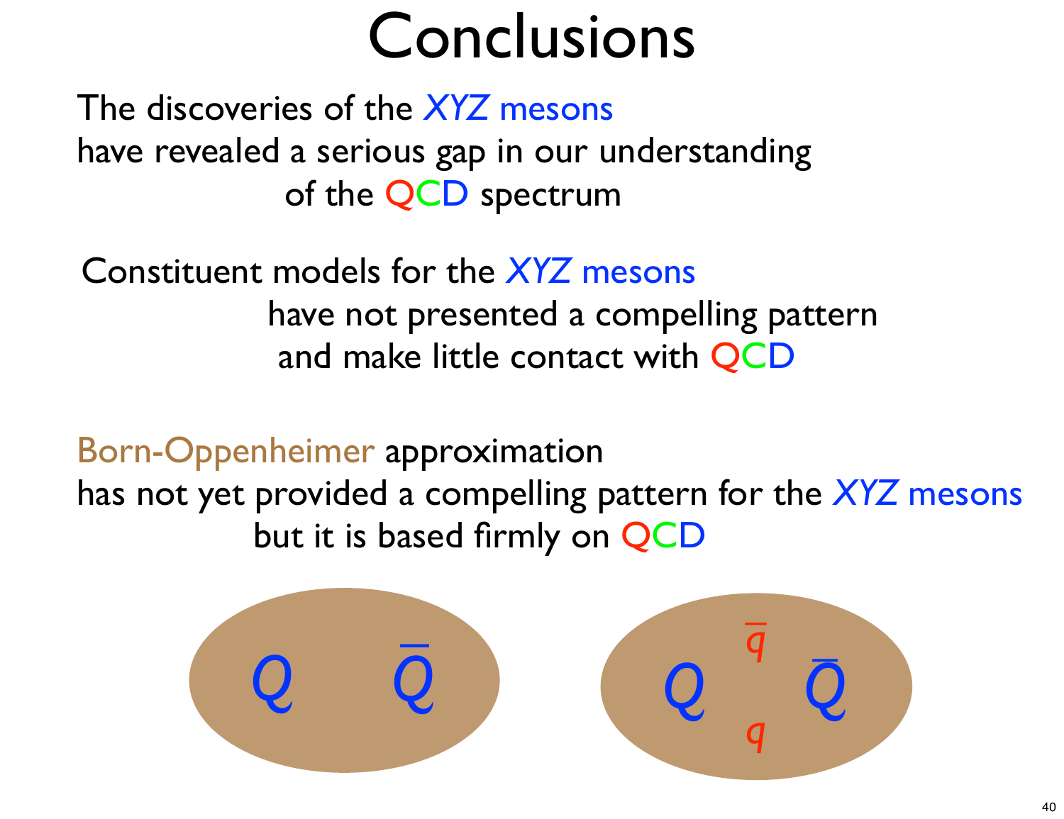# Conclusions

The discoveries of the *XYZ* mesons
have revealed a serious gap in our understanding
of the QCD spectrum

Constituent models for the *XYZ* mesons
have not presented a compelling pattern
and make little contact with QCD

Born-Oppenheimer approximation
has not yet provided a compelling pattern for the *XYZ* mesons
but it is based firmly on QCD

$Q \quad \bar{Q}$

$Q \quad \bar{q} \quad q \quad \bar{Q}$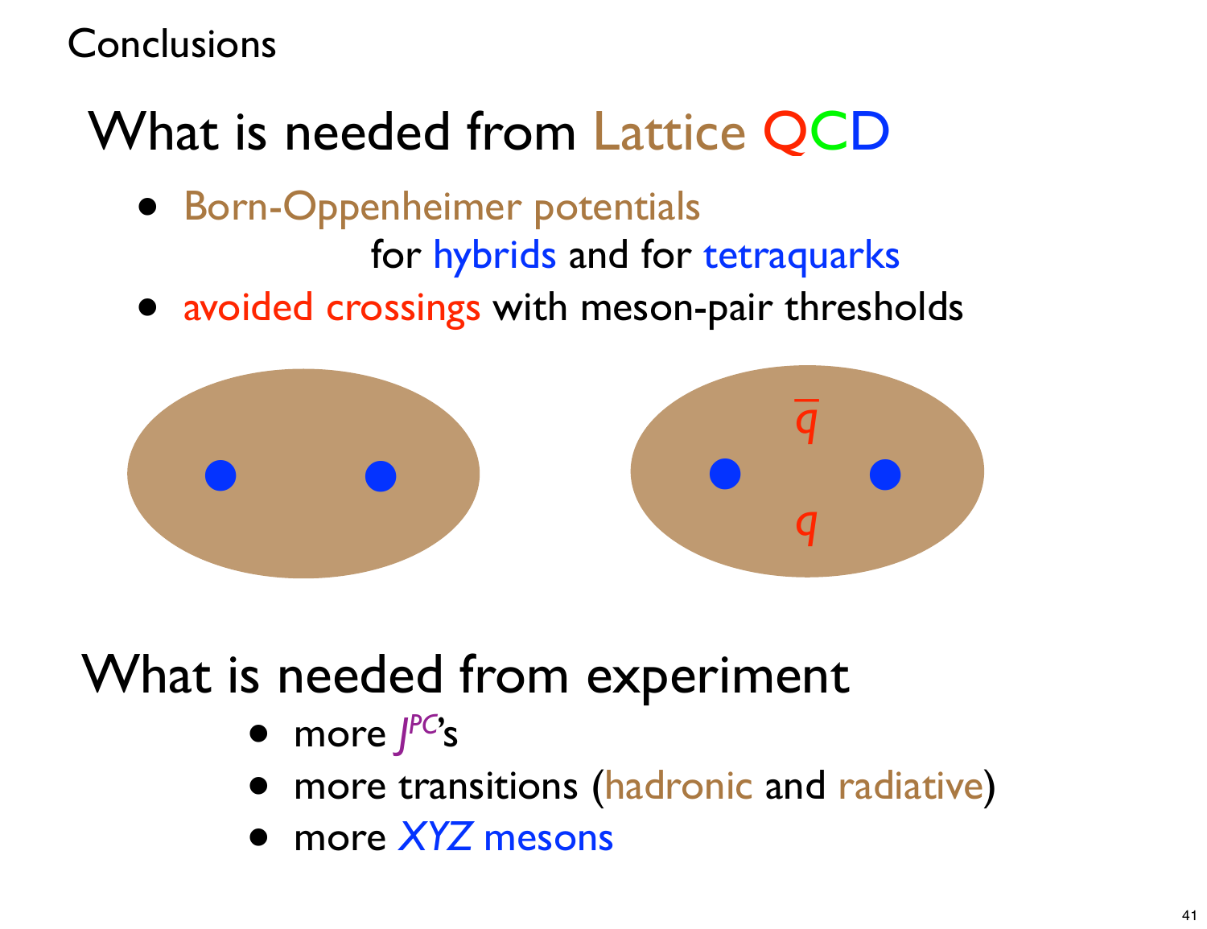# Conclusions

## What is needed from Lattice QCD

- Born-Oppenheimer potentials for hybrids and for tetraquarks
- avoided crossings with meson-pair thresholds

$\bar{q}$

$q$

## What is needed from experiment

- more $J^{PC}$'s
- more transitions (hadronic and radiative)
- more *XYZ* mesons